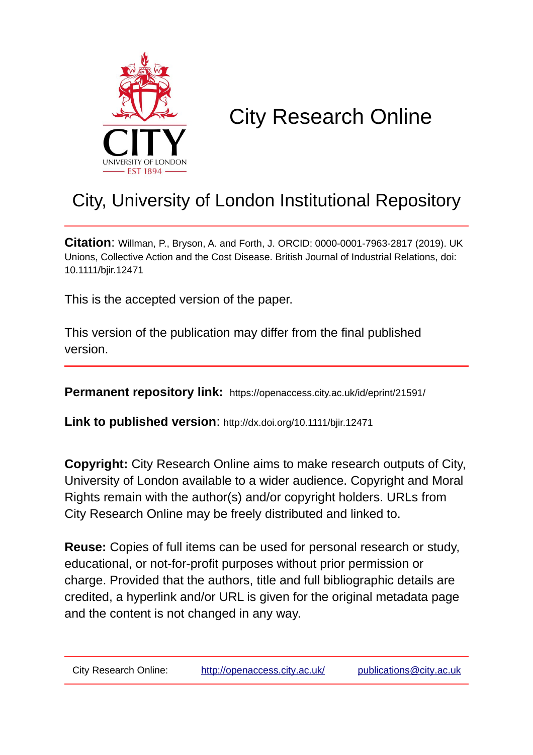# City Research Online

## City, University of London Institutional Repository

**Citation**: Willman, P., Bryson, A. and Forth, J. ORCID: 0000-0001-7963-2817 (2019). UK Unions, Collective Action and the Cost Disease. British Journal of Industrial Relations, doi: 10.1111/bjir.12471

This is the accepted version of the paper.

This version of the publication may differ from the final published version.

**Permanent repository link:** https://openaccess.city.ac.uk/id/eprint/21591/

**Link to published version**: http://dx.doi.org/10.1111/bjir.12471

**Copyright:** City Research Online aims to make research outputs of City, University of London available to a wider audience. Copyright and Moral Rights remain with the author(s) and/or copyright holders. URLs from City Research Online may be freely distributed and linked to.

**Reuse:** Copies of full items can be used for personal research or study, educational, or not-for-profit purposes without prior permission or charge. Provided that the authors, title and full bibliographic details are credited, a hyperlink and/or URL is given for the original metadata page and the content is not changed in any way.

City Research Online: http://openaccess.city.ac.uk/ publications@city.ac.uk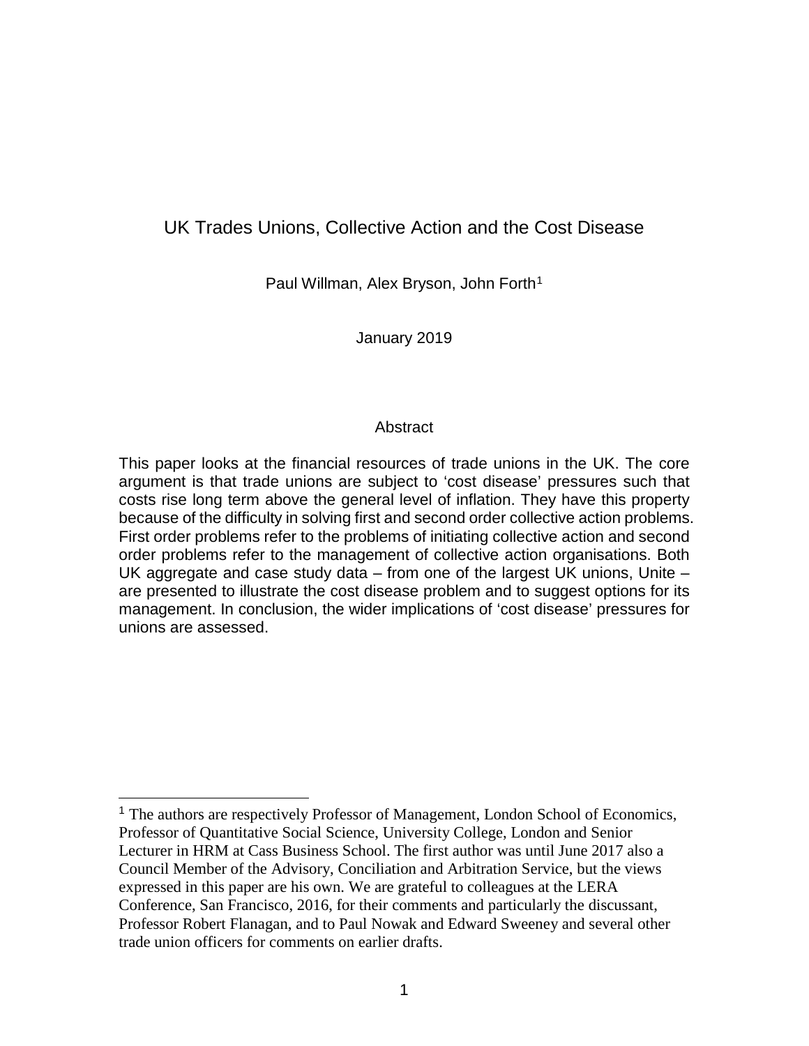# UK Trades Unions, Collective Action and the Cost Disease

Paul Willman, Alex Bryson, John Forth[1]

January 2019

## Abstract

This paper looks at the financial resources of trade unions in the UK. The core argument is that trade unions are subject to 'cost disease' pressures such that costs rise long term above the general level of inflation. They have this property because of the difficulty in solving first and second order collective action problems. First order problems refer to the problems of initiating collective action and second order problems refer to the management of collective action organisations. Both UK aggregate and case study data – from one of the largest UK unions, Unite – are presented to illustrate the cost disease problem and to suggest options for its management. In conclusion, the wider implications of 'cost disease' pressures for unions are assessed.

---

[1] The authors are respectively Professor of Management, London School of Economics, Professor of Quantitative Social Science, University College, London and Senior Lecturer in HRM at Cass Business School. The first author was until June 2017 also a Council Member of the Advisory, Conciliation and Arbitration Service, but the views expressed in this paper are his own. We are grateful to colleagues at the LERA Conference, San Francisco, 2016, for their comments and particularly the discussant, Professor Robert Flanagan, and to Paul Nowak and Edward Sweeney and several other trade union officers for comments on earlier drafts.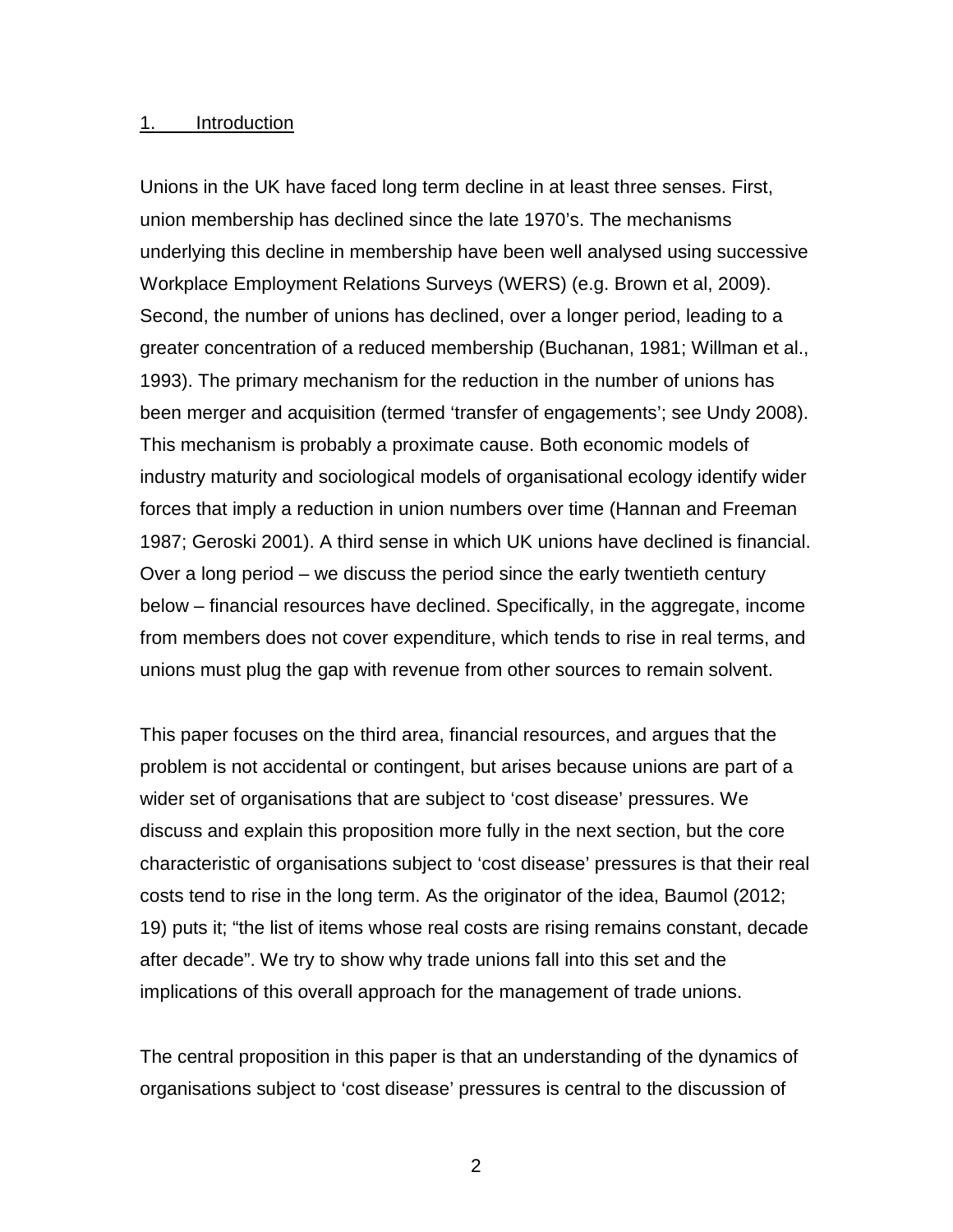## 1. Introduction

Unions in the UK have faced long term decline in at least three senses. First, union membership has declined since the late 1970's. The mechanisms underlying this decline in membership have been well analysed using successive Workplace Employment Relations Surveys (WERS) (e.g. Brown et al, 2009). Second, the number of unions has declined, over a longer period, leading to a greater concentration of a reduced membership (Buchanan, 1981; Willman et al., 1993). The primary mechanism for the reduction in the number of unions has been merger and acquisition (termed 'transfer of engagements'; see Undy 2008). This mechanism is probably a proximate cause. Both economic models of industry maturity and sociological models of organisational ecology identify wider forces that imply a reduction in union numbers over time (Hannan and Freeman 1987; Geroski 2001). A third sense in which UK unions have declined is financial. Over a long period – we discuss the period since the early twentieth century below – financial resources have declined. Specifically, in the aggregate, income from members does not cover expenditure, which tends to rise in real terms, and unions must plug the gap with revenue from other sources to remain solvent.

This paper focuses on the third area, financial resources, and argues that the problem is not accidental or contingent, but arises because unions are part of a wider set of organisations that are subject to 'cost disease' pressures. We discuss and explain this proposition more fully in the next section, but the core characteristic of organisations subject to 'cost disease' pressures is that their real costs tend to rise in the long term. As the originator of the idea, Baumol (2012; 19) puts it; "the list of items whose real costs are rising remains constant, decade after decade". We try to show why trade unions fall into this set and the implications of this overall approach for the management of trade unions.

The central proposition in this paper is that an understanding of the dynamics of organisations subject to 'cost disease' pressures is central to the discussion of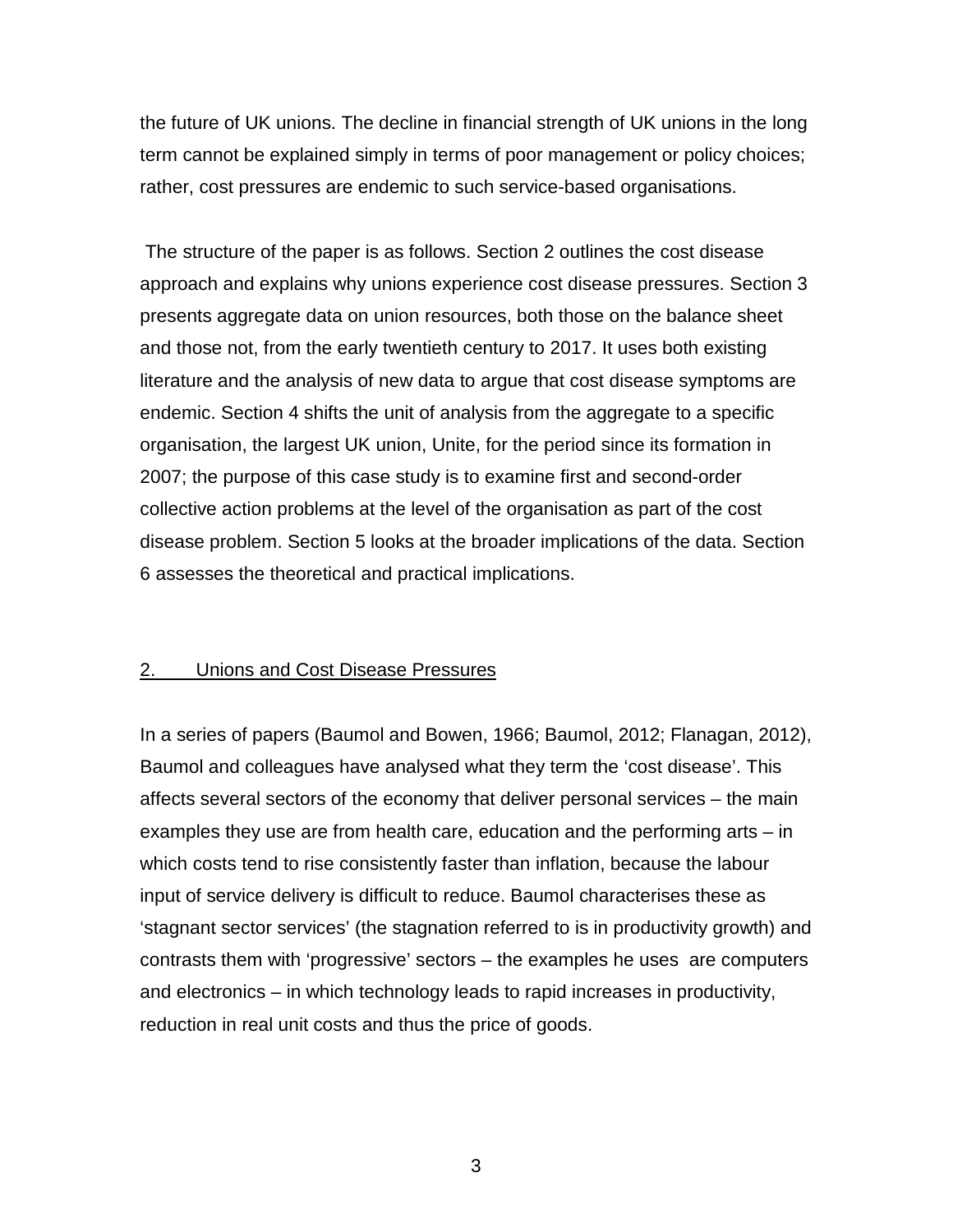the future of UK unions. The decline in financial strength of UK unions in the long term cannot be explained simply in terms of poor management or policy choices; rather, cost pressures are endemic to such service-based organisations.

The structure of the paper is as follows. Section 2 outlines the cost disease approach and explains why unions experience cost disease pressures. Section 3 presents aggregate data on union resources, both those on the balance sheet and those not, from the early twentieth century to 2017. It uses both existing literature and the analysis of new data to argue that cost disease symptoms are endemic. Section 4 shifts the unit of analysis from the aggregate to a specific organisation, the largest UK union, Unite, for the period since its formation in 2007; the purpose of this case study is to examine first and second-order collective action problems at the level of the organisation as part of the cost disease problem. Section 5 looks at the broader implications of the data. Section 6 assesses the theoretical and practical implications.

## 2. Unions and Cost Disease Pressures

In a series of papers (Baumol and Bowen, 1966; Baumol, 2012; Flanagan, 2012), Baumol and colleagues have analysed what they term the 'cost disease'. This affects several sectors of the economy that deliver personal services – the main examples they use are from health care, education and the performing arts – in which costs tend to rise consistently faster than inflation, because the labour input of service delivery is difficult to reduce. Baumol characterises these as 'stagnant sector services' (the stagnation referred to is in productivity growth) and contrasts them with 'progressive' sectors – the examples he uses are computers and electronics – in which technology leads to rapid increases in productivity, reduction in real unit costs and thus the price of goods.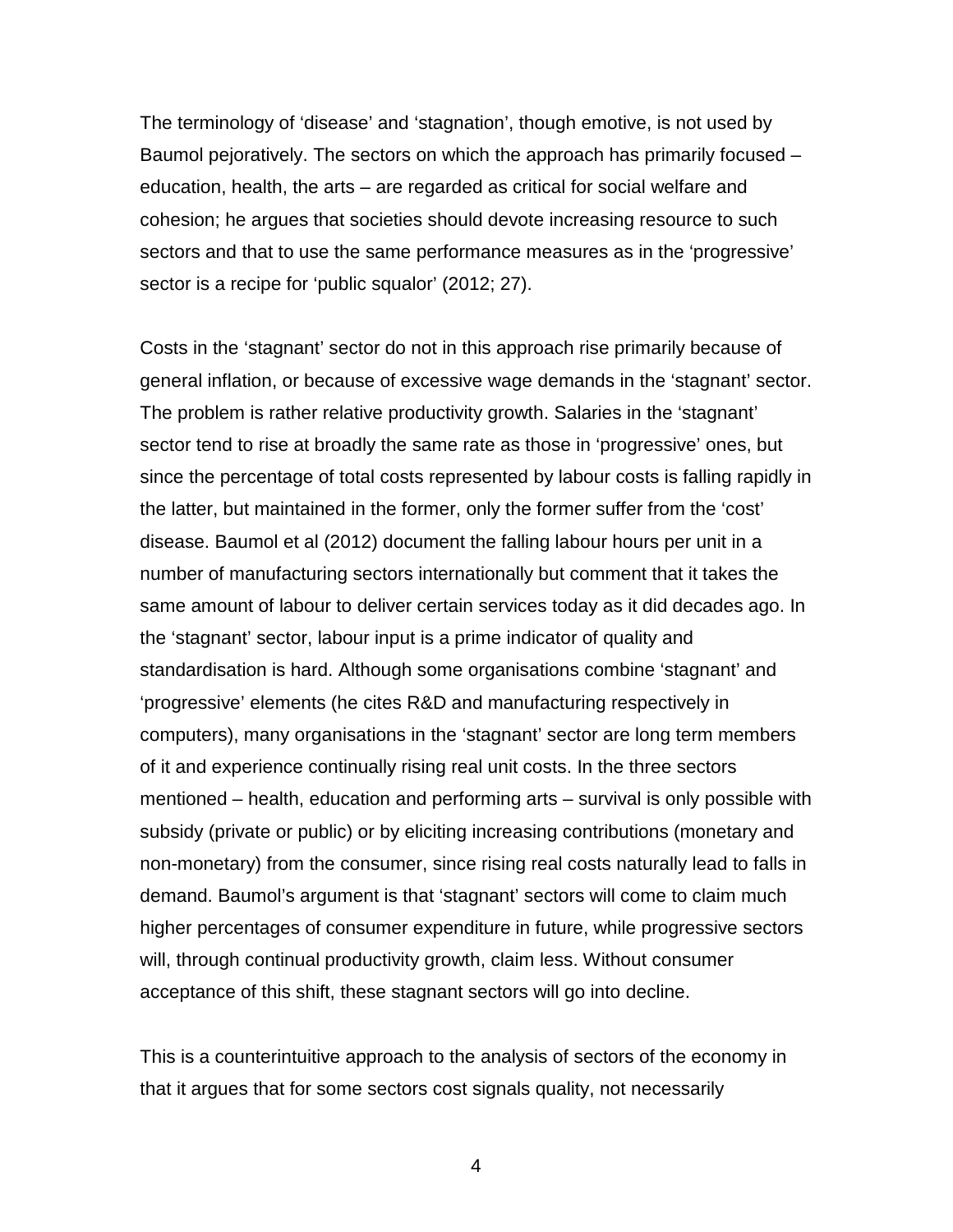The terminology of 'disease' and 'stagnation', though emotive, is not used by Baumol pejoratively. The sectors on which the approach has primarily focused – education, health, the arts – are regarded as critical for social welfare and cohesion; he argues that societies should devote increasing resource to such sectors and that to use the same performance measures as in the 'progressive' sector is a recipe for 'public squalor' (2012; 27).

Costs in the 'stagnant' sector do not in this approach rise primarily because of general inflation, or because of excessive wage demands in the 'stagnant' sector. The problem is rather relative productivity growth. Salaries in the 'stagnant' sector tend to rise at broadly the same rate as those in 'progressive' ones, but since the percentage of total costs represented by labour costs is falling rapidly in the latter, but maintained in the former, only the former suffer from the 'cost' disease. Baumol et al (2012) document the falling labour hours per unit in a number of manufacturing sectors internationally but comment that it takes the same amount of labour to deliver certain services today as it did decades ago. In the 'stagnant' sector, labour input is a prime indicator of quality and standardisation is hard. Although some organisations combine 'stagnant' and 'progressive' elements (he cites R&D and manufacturing respectively in computers), many organisations in the 'stagnant' sector are long term members of it and experience continually rising real unit costs. In the three sectors mentioned – health, education and performing arts – survival is only possible with subsidy (private or public) or by eliciting increasing contributions (monetary and non-monetary) from the consumer, since rising real costs naturally lead to falls in demand. Baumol's argument is that 'stagnant' sectors will come to claim much higher percentages of consumer expenditure in future, while progressive sectors will, through continual productivity growth, claim less. Without consumer acceptance of this shift, these stagnant sectors will go into decline.

This is a counterintuitive approach to the analysis of sectors of the economy in that it argues that for some sectors cost signals quality, not necessarily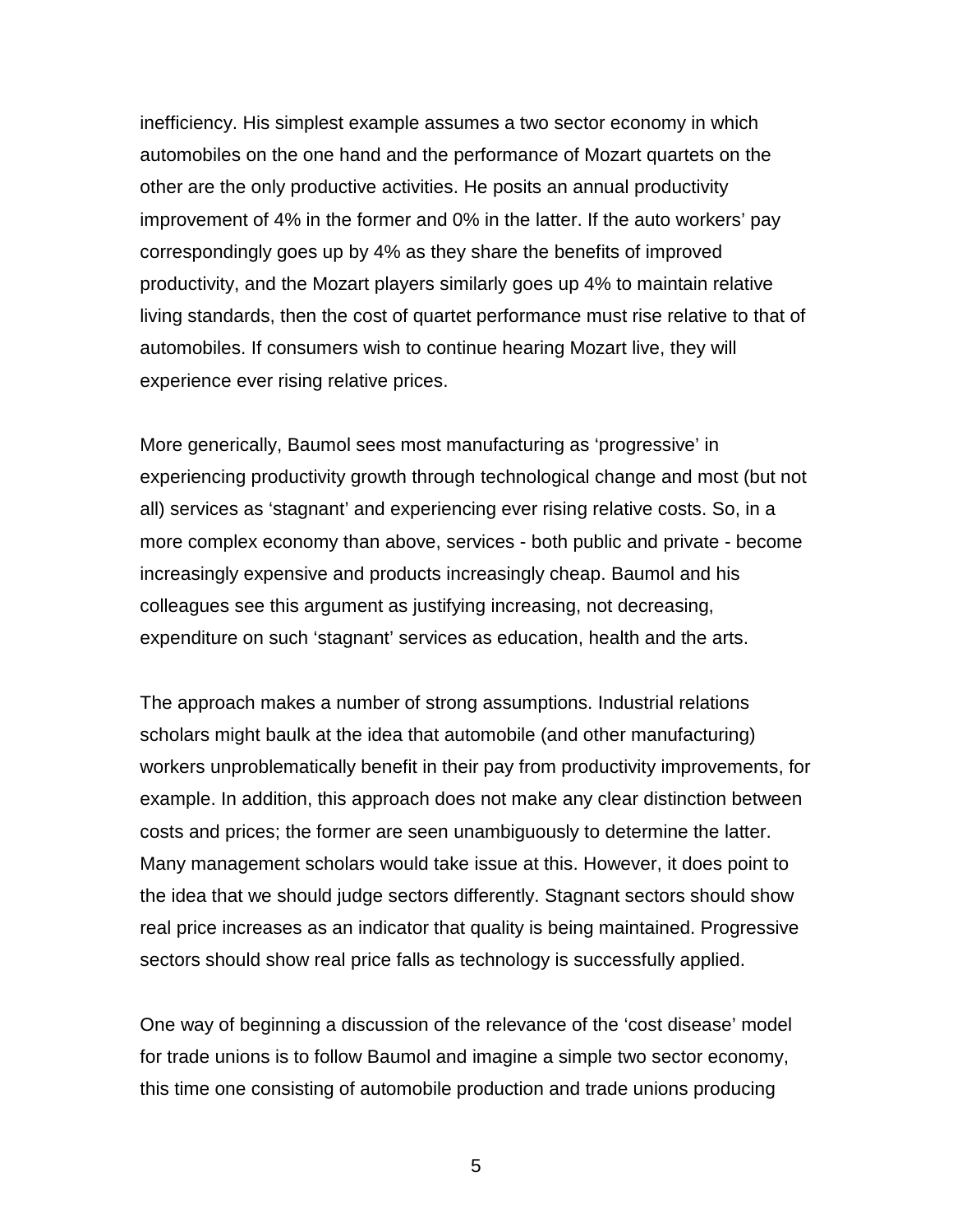inefficiency. His simplest example assumes a two sector economy in which automobiles on the one hand and the performance of Mozart quartets on the other are the only productive activities. He posits an annual productivity improvement of 4% in the former and 0% in the latter. If the auto workers' pay correspondingly goes up by 4% as they share the benefits of improved productivity, and the Mozart players similarly goes up 4% to maintain relative living standards, then the cost of quartet performance must rise relative to that of automobiles. If consumers wish to continue hearing Mozart live, they will experience ever rising relative prices.

More generically, Baumol sees most manufacturing as 'progressive' in experiencing productivity growth through technological change and most (but not all) services as 'stagnant' and experiencing ever rising relative costs. So, in a more complex economy than above, services - both public and private - become increasingly expensive and products increasingly cheap. Baumol and his colleagues see this argument as justifying increasing, not decreasing, expenditure on such 'stagnant' services as education, health and the arts.

The approach makes a number of strong assumptions. Industrial relations scholars might baulk at the idea that automobile (and other manufacturing) workers unproblematically benefit in their pay from productivity improvements, for example. In addition, this approach does not make any clear distinction between costs and prices; the former are seen unambiguously to determine the latter. Many management scholars would take issue at this. However, it does point to the idea that we should judge sectors differently. Stagnant sectors should show real price increases as an indicator that quality is being maintained. Progressive sectors should show real price falls as technology is successfully applied.

One way of beginning a discussion of the relevance of the 'cost disease' model for trade unions is to follow Baumol and imagine a simple two sector economy, this time one consisting of automobile production and trade unions producing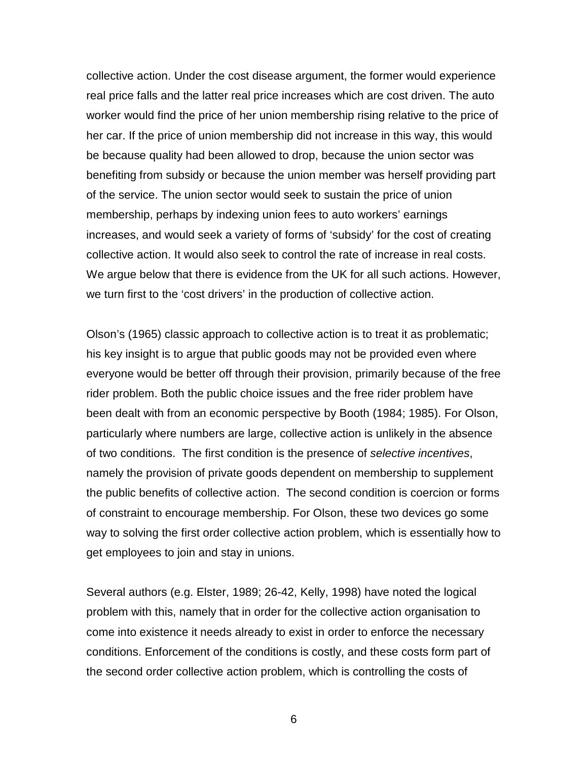collective action. Under the cost disease argument, the former would experience real price falls and the latter real price increases which are cost driven. The auto worker would find the price of her union membership rising relative to the price of her car. If the price of union membership did not increase in this way, this would be because quality had been allowed to drop, because the union sector was benefiting from subsidy or because the union member was herself providing part of the service. The union sector would seek to sustain the price of union membership, perhaps by indexing union fees to auto workers' earnings increases, and would seek a variety of forms of 'subsidy' for the cost of creating collective action. It would also seek to control the rate of increase in real costs. We argue below that there is evidence from the UK for all such actions. However, we turn first to the 'cost drivers' in the production of collective action.

Olson's (1965) classic approach to collective action is to treat it as problematic; his key insight is to argue that public goods may not be provided even where everyone would be better off through their provision, primarily because of the free rider problem. Both the public choice issues and the free rider problem have been dealt with from an economic perspective by Booth (1984; 1985). For Olson, particularly where numbers are large, collective action is unlikely in the absence of two conditions. The first condition is the presence of *selective incentives*, namely the provision of private goods dependent on membership to supplement the public benefits of collective action. The second condition is coercion or forms of constraint to encourage membership. For Olson, these two devices go some way to solving the first order collective action problem, which is essentially how to get employees to join and stay in unions.

Several authors (e.g. Elster, 1989; 26-42, Kelly, 1998) have noted the logical problem with this, namely that in order for the collective action organisation to come into existence it needs already to exist in order to enforce the necessary conditions. Enforcement of the conditions is costly, and these costs form part of the second order collective action problem, which is controlling the costs of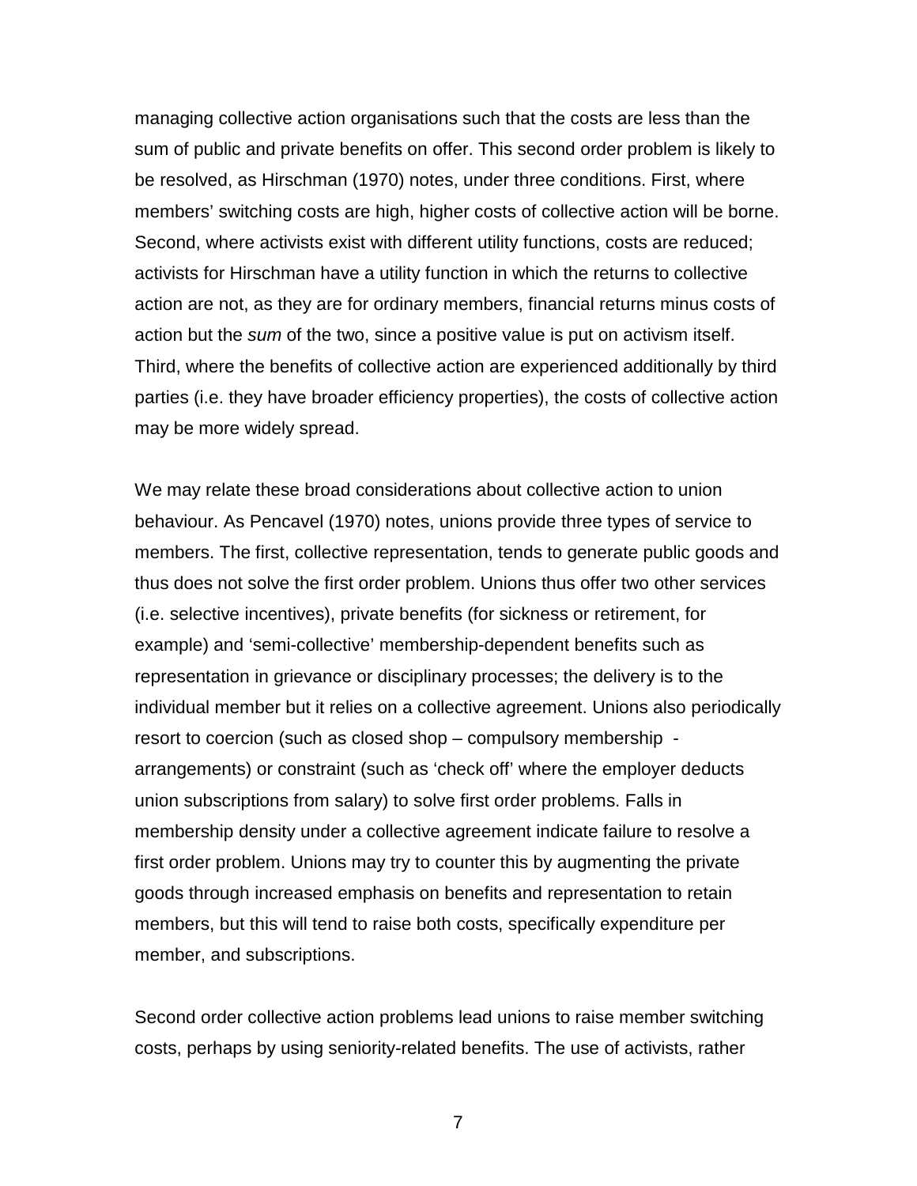managing collective action organisations such that the costs are less than the sum of public and private benefits on offer. This second order problem is likely to be resolved, as Hirschman (1970) notes, under three conditions. First, where members' switching costs are high, higher costs of collective action will be borne. Second, where activists exist with different utility functions, costs are reduced; activists for Hirschman have a utility function in which the returns to collective action are not, as they are for ordinary members, financial returns minus costs of action but the *sum* of the two, since a positive value is put on activism itself. Third, where the benefits of collective action are experienced additionally by third parties (i.e. they have broader efficiency properties), the costs of collective action may be more widely spread.

We may relate these broad considerations about collective action to union behaviour. As Pencavel (1970) notes, unions provide three types of service to members. The first, collective representation, tends to generate public goods and thus does not solve the first order problem. Unions thus offer two other services (i.e. selective incentives), private benefits (for sickness or retirement, for example) and 'semi-collective' membership-dependent benefits such as representation in grievance or disciplinary processes; the delivery is to the individual member but it relies on a collective agreement. Unions also periodically resort to coercion (such as closed shop – compulsory membership - arrangements) or constraint (such as 'check off' where the employer deducts union subscriptions from salary) to solve first order problems. Falls in membership density under a collective agreement indicate failure to resolve a first order problem. Unions may try to counter this by augmenting the private goods through increased emphasis on benefits and representation to retain members, but this will tend to raise both costs, specifically expenditure per member, and subscriptions.

Second order collective action problems lead unions to raise member switching costs, perhaps by using seniority-related benefits. The use of activists, rather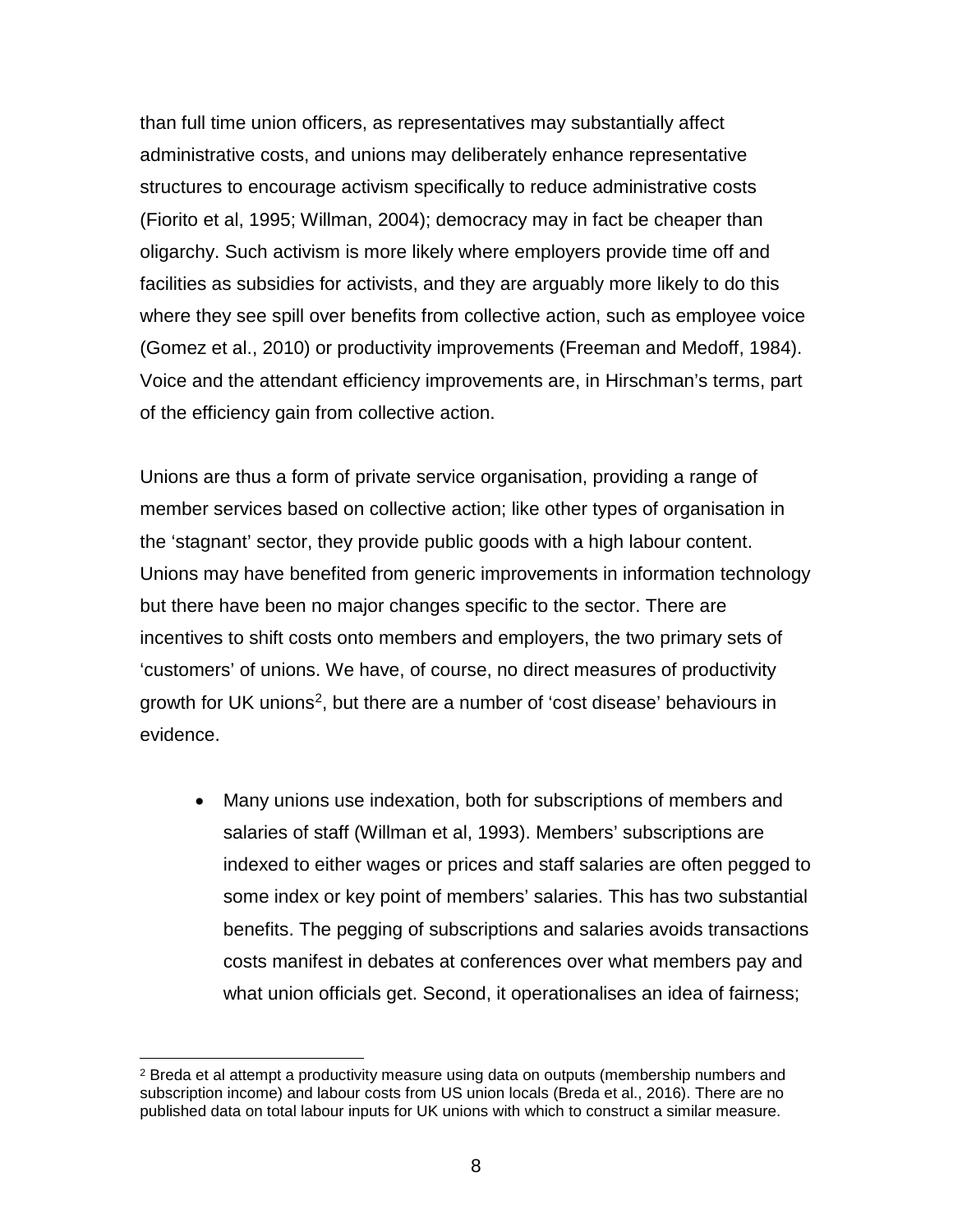than full time union officers, as representatives may substantially affect administrative costs, and unions may deliberately enhance representative structures to encourage activism specifically to reduce administrative costs (Fiorito et al, 1995; Willman, 2004); democracy may in fact be cheaper than oligarchy. Such activism is more likely where employers provide time off and facilities as subsidies for activists, and they are arguably more likely to do this where they see spill over benefits from collective action, such as employee voice (Gomez et al., 2010) or productivity improvements (Freeman and Medoff, 1984). Voice and the attendant efficiency improvements are, in Hirschman's terms, part of the efficiency gain from collective action.

Unions are thus a form of private service organisation, providing a range of member services based on collective action; like other types of organisation in the 'stagnant' sector, they provide public goods with a high labour content. Unions may have benefited from generic improvements in information technology but there have been no major changes specific to the sector. There are incentives to shift costs onto members and employers, the two primary sets of 'customers' of unions. We have, of course, no direct measures of productivity growth for UK unions[2], but there are a number of 'cost disease' behaviours in evidence.

- Many unions use indexation, both for subscriptions of members and salaries of staff (Willman et al, 1993). Members' subscriptions are indexed to either wages or prices and staff salaries are often pegged to some index or key point of members' salaries. This has two substantial benefits. The pegging of subscriptions and salaries avoids transactions costs manifest in debates at conferences over what members pay and what union officials get. Second, it operationalises an idea of fairness;

[2] Breda et al attempt a productivity measure using data on outputs (membership numbers and subscription income) and labour costs from US union locals (Breda et al., 2016). There are no published data on total labour inputs for UK unions with which to construct a similar measure.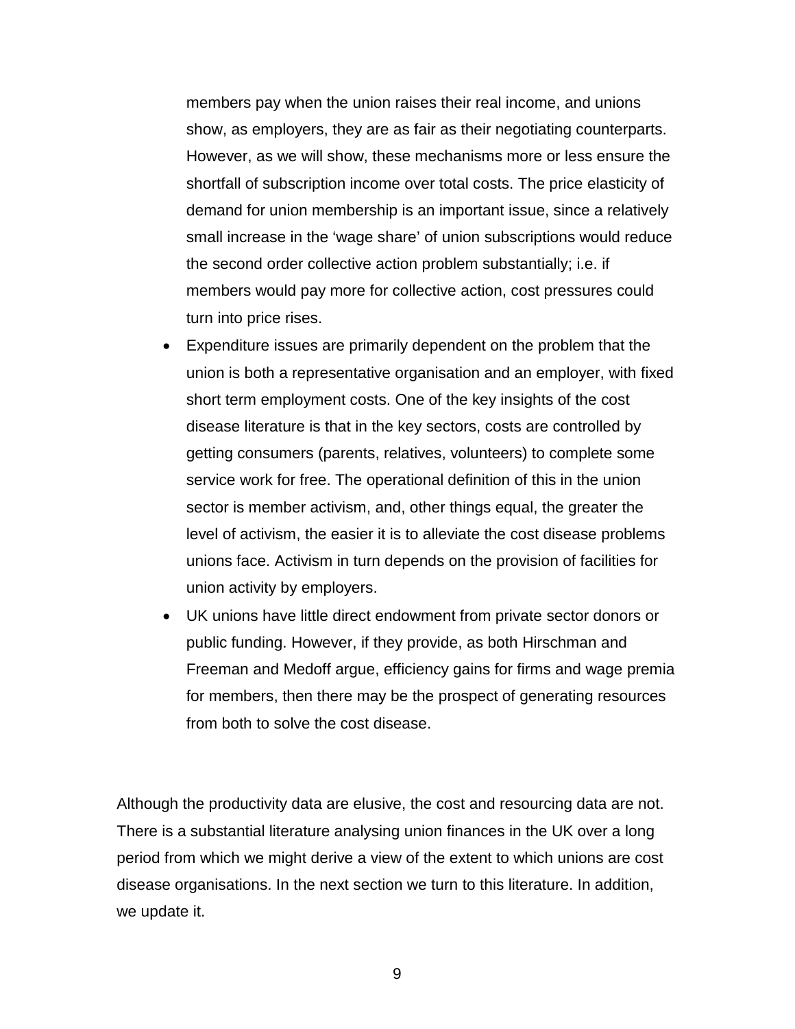members pay when the union raises their real income, and unions show, as employers, they are as fair as their negotiating counterparts. However, as we will show, these mechanisms more or less ensure the shortfall of subscription income over total costs. The price elasticity of demand for union membership is an important issue, since a relatively small increase in the 'wage share' of union subscriptions would reduce the second order collective action problem substantially; i.e. if members would pay more for collective action, cost pressures could turn into price rises.

- Expenditure issues are primarily dependent on the problem that the union is both a representative organisation and an employer, with fixed short term employment costs. One of the key insights of the cost disease literature is that in the key sectors, costs are controlled by getting consumers (parents, relatives, volunteers) to complete some service work for free. The operational definition of this in the union sector is member activism, and, other things equal, the greater the level of activism, the easier it is to alleviate the cost disease problems unions face. Activism in turn depends on the provision of facilities for union activity by employers.
- UK unions have little direct endowment from private sector donors or public funding. However, if they provide, as both Hirschman and Freeman and Medoff argue, efficiency gains for firms and wage premia for members, then there may be the prospect of generating resources from both to solve the cost disease.

Although the productivity data are elusive, the cost and resourcing data are not. There is a substantial literature analysing union finances in the UK over a long period from which we might derive a view of the extent to which unions are cost disease organisations. In the next section we turn to this literature. In addition, we update it.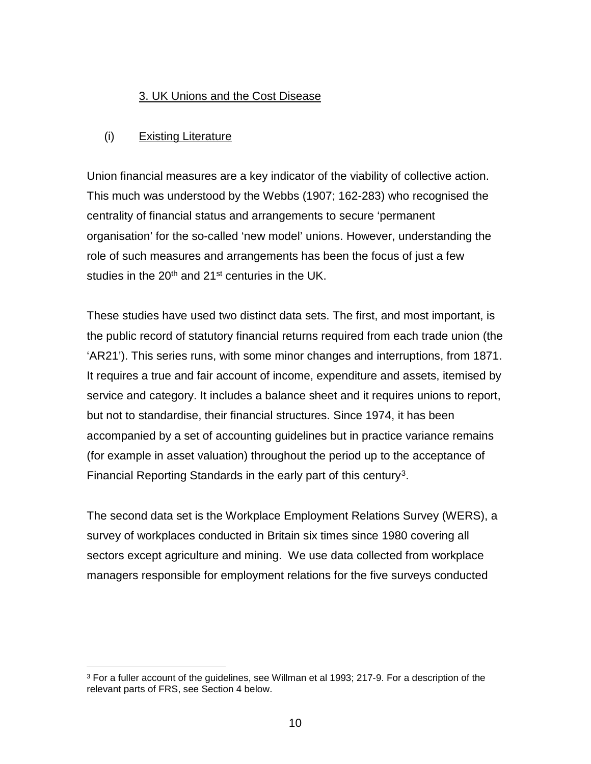## 3. UK Unions and the Cost Disease

### (i) Existing Literature

Union financial measures are a key indicator of the viability of collective action. This much was understood by the Webbs (1907; 162-283) who recognised the centrality of financial status and arrangements to secure 'permanent organisation' for the so-called 'new model' unions. However, understanding the role of such measures and arrangements has been the focus of just a few studies in the 20th and 21st centuries in the UK.

These studies have used two distinct data sets. The first, and most important, is the public record of statutory financial returns required from each trade union (the 'AR21'). This series runs, with some minor changes and interruptions, from 1871. It requires a true and fair account of income, expenditure and assets, itemised by service and category. It includes a balance sheet and it requires unions to report, but not to standardise, their financial structures. Since 1974, it has been accompanied by a set of accounting guidelines but in practice variance remains (for example in asset valuation) throughout the period up to the acceptance of Financial Reporting Standards in the early part of this century[3].

The second data set is the Workplace Employment Relations Survey (WERS), a survey of workplaces conducted in Britain six times since 1980 covering all sectors except agriculture and mining. We use data collected from workplace managers responsible for employment relations for the five surveys conducted

[3] For a fuller account of the guidelines, see Willman et al 1993; 217-9. For a description of the relevant parts of FRS, see Section 4 below.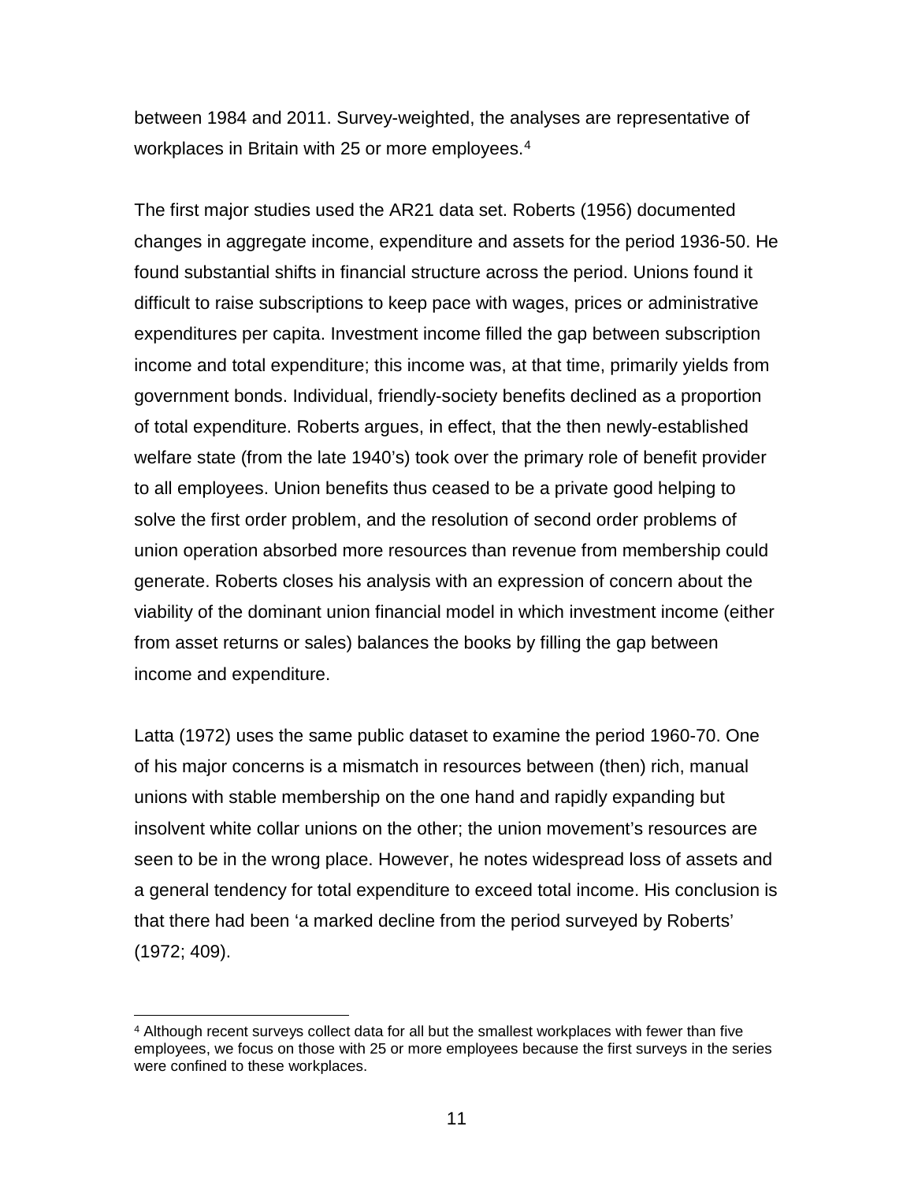between 1984 and 2011. Survey-weighted, the analyses are representative of workplaces in Britain with 25 or more employees.[4]

The first major studies used the AR21 data set. Roberts (1956) documented changes in aggregate income, expenditure and assets for the period 1936-50. He found substantial shifts in financial structure across the period. Unions found it difficult to raise subscriptions to keep pace with wages, prices or administrative expenditures per capita. Investment income filled the gap between subscription income and total expenditure; this income was, at that time, primarily yields from government bonds. Individual, friendly-society benefits declined as a proportion of total expenditure. Roberts argues, in effect, that the then newly-established welfare state (from the late 1940's) took over the primary role of benefit provider to all employees. Union benefits thus ceased to be a private good helping to solve the first order problem, and the resolution of second order problems of union operation absorbed more resources than revenue from membership could generate. Roberts closes his analysis with an expression of concern about the viability of the dominant union financial model in which investment income (either from asset returns or sales) balances the books by filling the gap between income and expenditure.

Latta (1972) uses the same public dataset to examine the period 1960-70. One of his major concerns is a mismatch in resources between (then) rich, manual unions with stable membership on the one hand and rapidly expanding but insolvent white collar unions on the other; the union movement's resources are seen to be in the wrong place. However, he notes widespread loss of assets and a general tendency for total expenditure to exceed total income. His conclusion is that there had been 'a marked decline from the period surveyed by Roberts' (1972; 409).

[4] Although recent surveys collect data for all but the smallest workplaces with fewer than five employees, we focus on those with 25 or more employees because the first surveys in the series were confined to these workplaces.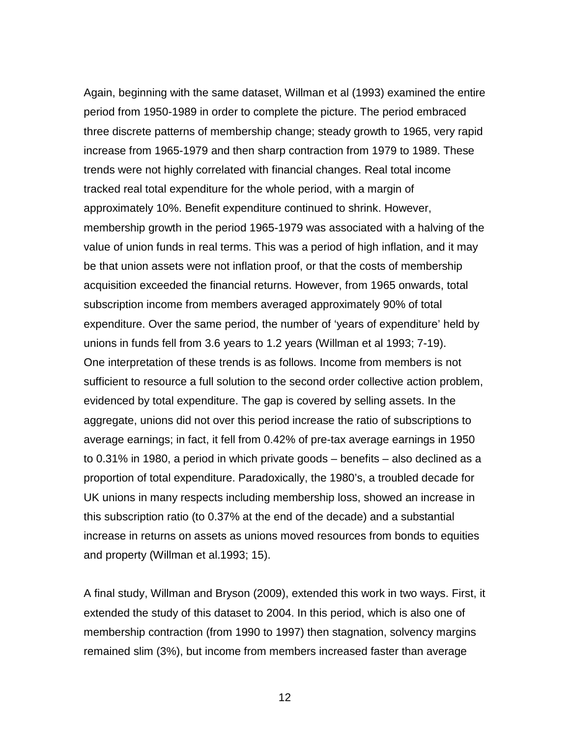Again, beginning with the same dataset, Willman et al (1993) examined the entire period from 1950-1989 in order to complete the picture. The period embraced three discrete patterns of membership change; steady growth to 1965, very rapid increase from 1965-1979 and then sharp contraction from 1979 to 1989. These trends were not highly correlated with financial changes. Real total income tracked real total expenditure for the whole period, with a margin of approximately 10%. Benefit expenditure continued to shrink. However, membership growth in the period 1965-1979 was associated with a halving of the value of union funds in real terms. This was a period of high inflation, and it may be that union assets were not inflation proof, or that the costs of membership acquisition exceeded the financial returns. However, from 1965 onwards, total subscription income from members averaged approximately 90% of total expenditure. Over the same period, the number of 'years of expenditure' held by unions in funds fell from 3.6 years to 1.2 years (Willman et al 1993; 7-19). One interpretation of these trends is as follows. Income from members is not sufficient to resource a full solution to the second order collective action problem, evidenced by total expenditure. The gap is covered by selling assets. In the aggregate, unions did not over this period increase the ratio of subscriptions to average earnings; in fact, it fell from 0.42% of pre-tax average earnings in 1950 to 0.31% in 1980, a period in which private goods – benefits – also declined as a proportion of total expenditure. Paradoxically, the 1980's, a troubled decade for UK unions in many respects including membership loss, showed an increase in this subscription ratio (to 0.37% at the end of the decade) and a substantial increase in returns on assets as unions moved resources from bonds to equities and property (Willman et al.1993; 15).

A final study, Willman and Bryson (2009), extended this work in two ways. First, it extended the study of this dataset to 2004. In this period, which is also one of membership contraction (from 1990 to 1997) then stagnation, solvency margins remained slim (3%), but income from members increased faster than average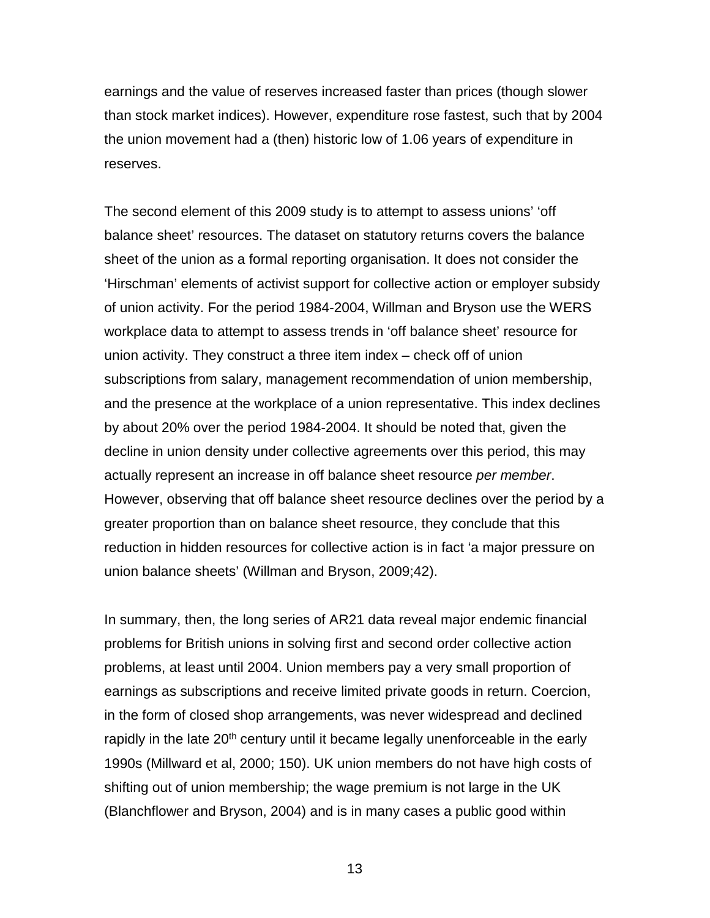earnings and the value of reserves increased faster than prices (though slower than stock market indices). However, expenditure rose fastest, such that by 2004 the union movement had a (then) historic low of 1.06 years of expenditure in reserves.

The second element of this 2009 study is to attempt to assess unions' 'off balance sheet' resources. The dataset on statutory returns covers the balance sheet of the union as a formal reporting organisation. It does not consider the 'Hirschman' elements of activist support for collective action or employer subsidy of union activity. For the period 1984-2004, Willman and Bryson use the WERS workplace data to attempt to assess trends in 'off balance sheet' resource for union activity. They construct a three item index – check off of union subscriptions from salary, management recommendation of union membership, and the presence at the workplace of a union representative. This index declines by about 20% over the period 1984-2004. It should be noted that, given the decline in union density under collective agreements over this period, this may actually represent an increase in off balance sheet resource *per member*. However, observing that off balance sheet resource declines over the period by a greater proportion than on balance sheet resource, they conclude that this reduction in hidden resources for collective action is in fact 'a major pressure on union balance sheets' (Willman and Bryson, 2009;42).

In summary, then, the long series of AR21 data reveal major endemic financial problems for British unions in solving first and second order collective action problems, at least until 2004. Union members pay a very small proportion of earnings as subscriptions and receive limited private goods in return. Coercion, in the form of closed shop arrangements, was never widespread and declined rapidly in the late 20th century until it became legally unenforceable in the early 1990s (Millward et al, 2000; 150). UK union members do not have high costs of shifting out of union membership; the wage premium is not large in the UK (Blanchflower and Bryson, 2004) and is in many cases a public good within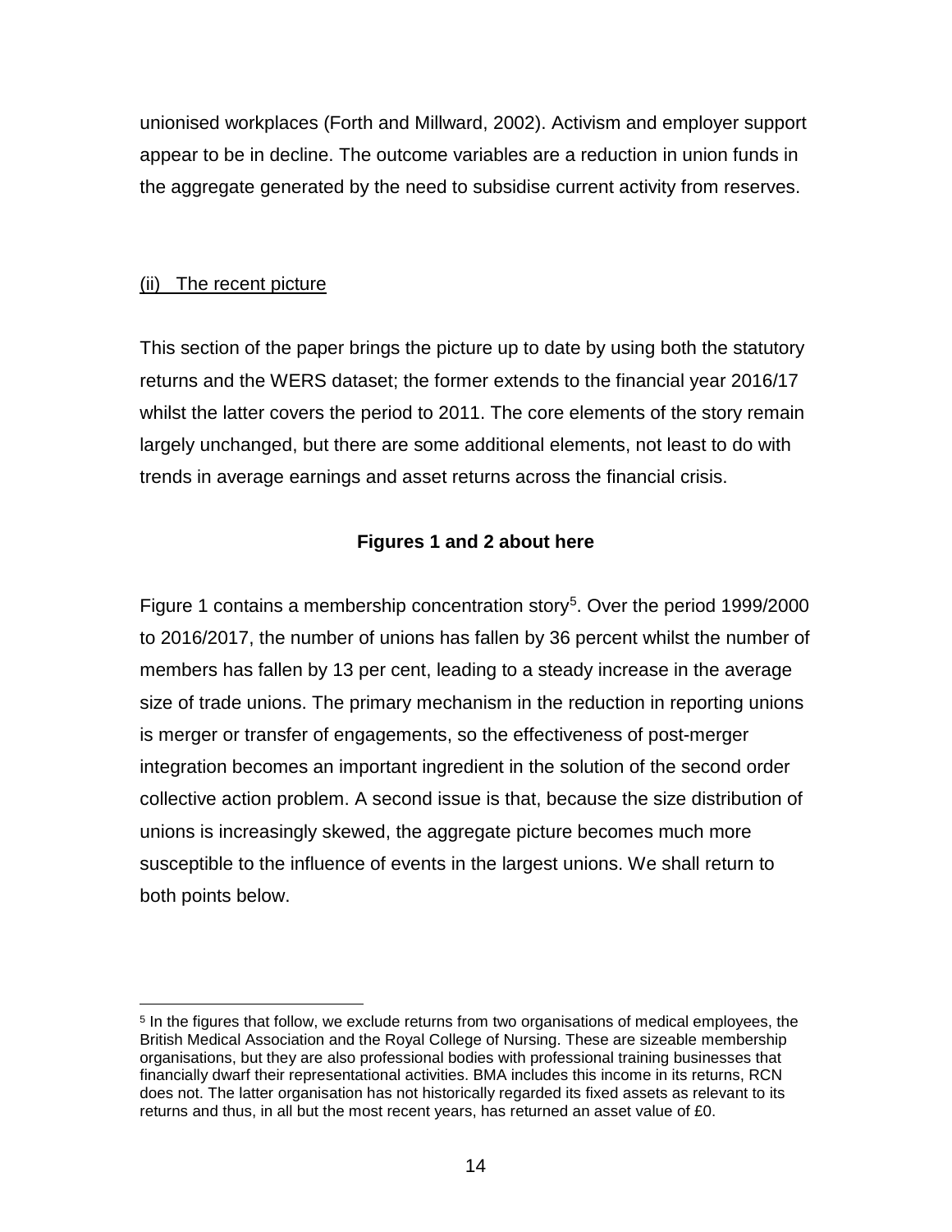unionised workplaces (Forth and Millward, 2002). Activism and employer support appear to be in decline. The outcome variables are a reduction in union funds in the aggregate generated by the need to subsidise current activity from reserves.

(ii) The recent picture

This section of the paper brings the picture up to date by using both the statutory returns and the WERS dataset; the former extends to the financial year 2016/17 whilst the latter covers the period to 2011. The core elements of the story remain largely unchanged, but there are some additional elements, not least to do with trends in average earnings and asset returns across the financial crisis.

**Figures 1 and 2 about here**

Figure 1 contains a membership concentration story[5]. Over the period 1999/2000 to 2016/2017, the number of unions has fallen by 36 percent whilst the number of members has fallen by 13 per cent, leading to a steady increase in the average size of trade unions. The primary mechanism in the reduction in reporting unions is merger or transfer of engagements, so the effectiveness of post-merger integration becomes an important ingredient in the solution of the second order collective action problem. A second issue is that, because the size distribution of unions is increasingly skewed, the aggregate picture becomes much more susceptible to the influence of events in the largest unions. We shall return to both points below.

[5] In the figures that follow, we exclude returns from two organisations of medical employees, the British Medical Association and the Royal College of Nursing. These are sizeable membership organisations, but they are also professional bodies with professional training businesses that financially dwarf their representational activities. BMA includes this income in its returns, RCN does not. The latter organisation has not historically regarded its fixed assets as relevant to its returns and thus, in all but the most recent years, has returned an asset value of £0.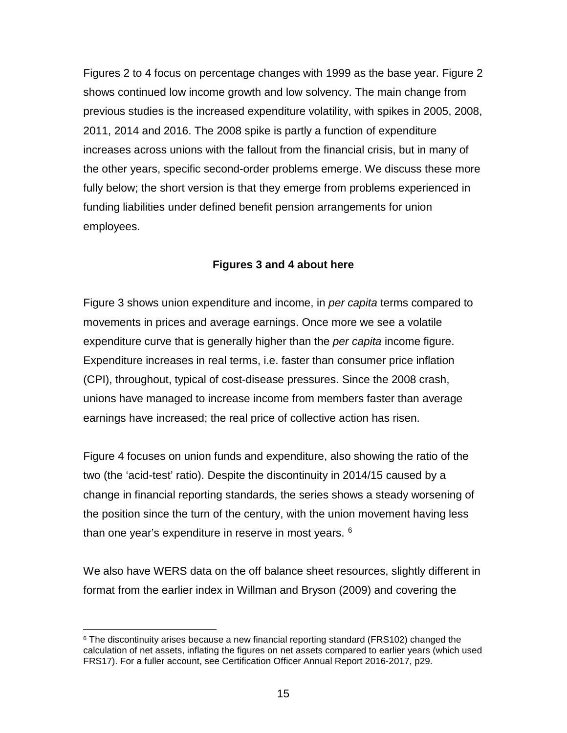Figures 2 to 4 focus on percentage changes with 1999 as the base year. Figure 2 shows continued low income growth and low solvency. The main change from previous studies is the increased expenditure volatility, with spikes in 2005, 2008, 2011, 2014 and 2016. The 2008 spike is partly a function of expenditure increases across unions with the fallout from the financial crisis, but in many of the other years, specific second-order problems emerge. We discuss these more fully below; the short version is that they emerge from problems experienced in funding liabilities under defined benefit pension arrangements for union employees.

**Figures 3 and 4 about here**

Figure 3 shows union expenditure and income, in *per capita* terms compared to movements in prices and average earnings. Once more we see a volatile expenditure curve that is generally higher than the *per capita* income figure. Expenditure increases in real terms, i.e. faster than consumer price inflation (CPI), throughout, typical of cost-disease pressures. Since the 2008 crash, unions have managed to increase income from members faster than average earnings have increased; the real price of collective action has risen.

Figure 4 focuses on union funds and expenditure, also showing the ratio of the two (the 'acid-test' ratio). Despite the discontinuity in 2014/15 caused by a change in financial reporting standards, the series shows a steady worsening of the position since the turn of the century, with the union movement having less than one year's expenditure in reserve in most years. [6]

We also have WERS data on the off balance sheet resources, slightly different in format from the earlier index in Willman and Bryson (2009) and covering the

---

[6] The discontinuity arises because a new financial reporting standard (FRS102) changed the calculation of net assets, inflating the figures on net assets compared to earlier years (which used FRS17). For a fuller account, see Certification Officer Annual Report 2016-2017, p29.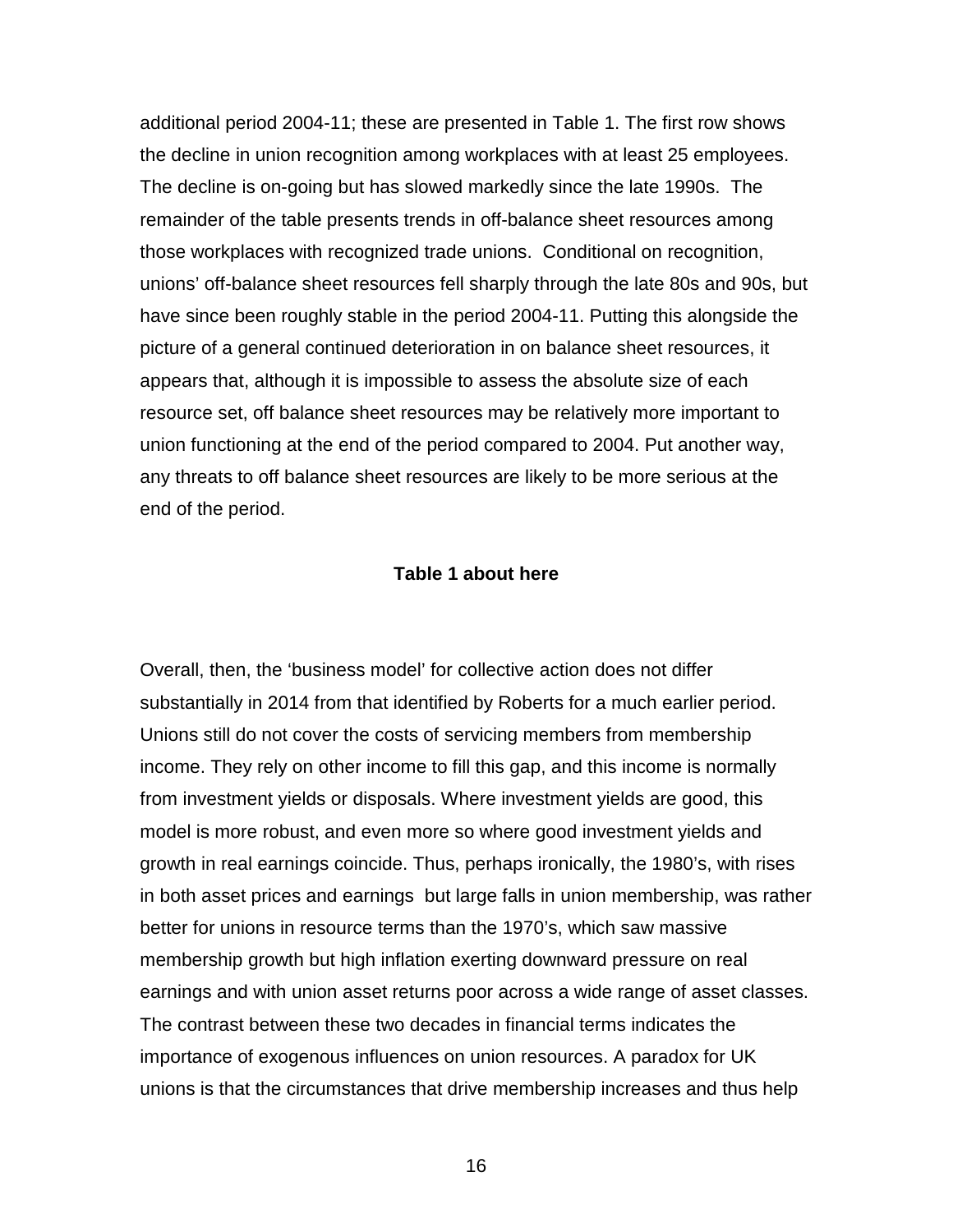additional period 2004-11; these are presented in Table 1. The first row shows the decline in union recognition among workplaces with at least 25 employees. The decline is on-going but has slowed markedly since the late 1990s. The remainder of the table presents trends in off-balance sheet resources among those workplaces with recognized trade unions. Conditional on recognition, unions' off-balance sheet resources fell sharply through the late 80s and 90s, but have since been roughly stable in the period 2004-11. Putting this alongside the picture of a general continued deterioration in on balance sheet resources, it appears that, although it is impossible to assess the absolute size of each resource set, off balance sheet resources may be relatively more important to union functioning at the end of the period compared to 2004. Put another way, any threats to off balance sheet resources are likely to be more serious at the end of the period.

**Table 1 about here**

Overall, then, the 'business model' for collective action does not differ substantially in 2014 from that identified by Roberts for a much earlier period. Unions still do not cover the costs of servicing members from membership income. They rely on other income to fill this gap, and this income is normally from investment yields or disposals. Where investment yields are good, this model is more robust, and even more so where good investment yields and growth in real earnings coincide. Thus, perhaps ironically, the 1980's, with rises in both asset prices and earnings but large falls in union membership, was rather better for unions in resource terms than the 1970's, which saw massive membership growth but high inflation exerting downward pressure on real earnings and with union asset returns poor across a wide range of asset classes. The contrast between these two decades in financial terms indicates the importance of exogenous influences on union resources. A paradox for UK unions is that the circumstances that drive membership increases and thus help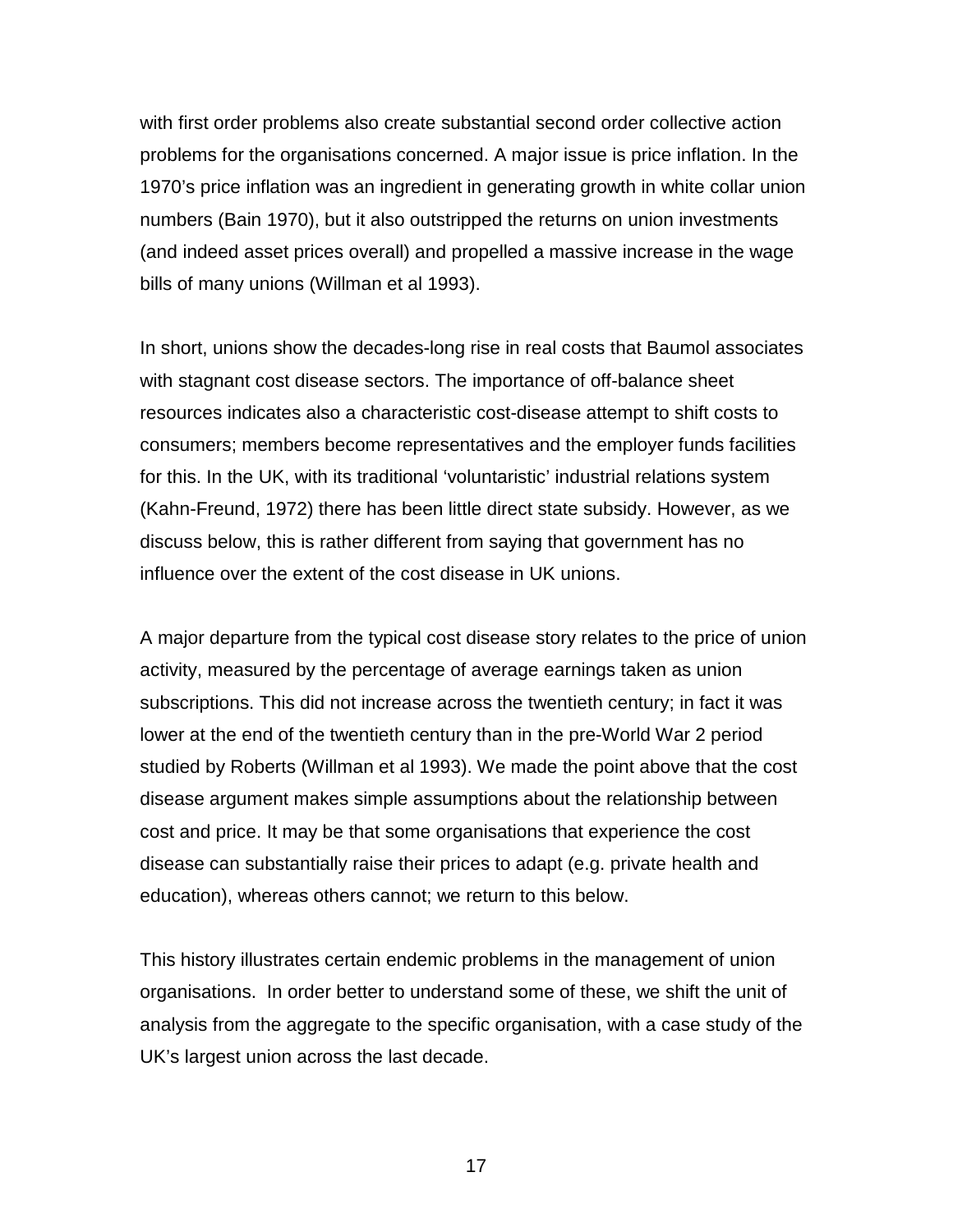with first order problems also create substantial second order collective action problems for the organisations concerned. A major issue is price inflation. In the 1970's price inflation was an ingredient in generating growth in white collar union numbers (Bain 1970), but it also outstripped the returns on union investments (and indeed asset prices overall) and propelled a massive increase in the wage bills of many unions (Willman et al 1993).

In short, unions show the decades-long rise in real costs that Baumol associates with stagnant cost disease sectors. The importance of off-balance sheet resources indicates also a characteristic cost-disease attempt to shift costs to consumers; members become representatives and the employer funds facilities for this. In the UK, with its traditional 'voluntaristic' industrial relations system (Kahn-Freund, 1972) there has been little direct state subsidy. However, as we discuss below, this is rather different from saying that government has no influence over the extent of the cost disease in UK unions.

A major departure from the typical cost disease story relates to the price of union activity, measured by the percentage of average earnings taken as union subscriptions. This did not increase across the twentieth century; in fact it was lower at the end of the twentieth century than in the pre-World War 2 period studied by Roberts (Willman et al 1993). We made the point above that the cost disease argument makes simple assumptions about the relationship between cost and price. It may be that some organisations that experience the cost disease can substantially raise their prices to adapt (e.g. private health and education), whereas others cannot; we return to this below.

This history illustrates certain endemic problems in the management of union organisations. In order better to understand some of these, we shift the unit of analysis from the aggregate to the specific organisation, with a case study of the UK's largest union across the last decade.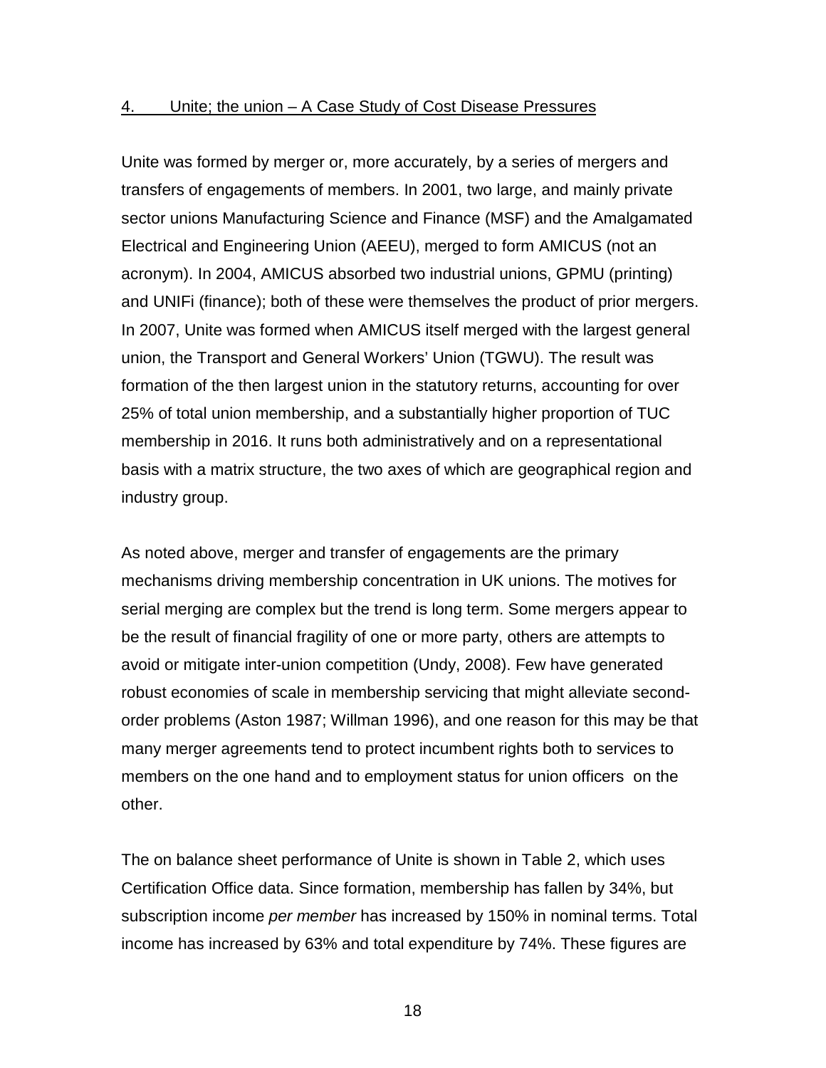## 4. Unite; the union – A Case Study of Cost Disease Pressures

Unite was formed by merger or, more accurately, by a series of mergers and transfers of engagements of members. In 2001, two large, and mainly private sector unions Manufacturing Science and Finance (MSF) and the Amalgamated Electrical and Engineering Union (AEEU), merged to form AMICUS (not an acronym). In 2004, AMICUS absorbed two industrial unions, GPMU (printing) and UNIFi (finance); both of these were themselves the product of prior mergers. In 2007, Unite was formed when AMICUS itself merged with the largest general union, the Transport and General Workers' Union (TGWU). The result was formation of the then largest union in the statutory returns, accounting for over 25% of total union membership, and a substantially higher proportion of TUC membership in 2016. It runs both administratively and on a representational basis with a matrix structure, the two axes of which are geographical region and industry group.

As noted above, merger and transfer of engagements are the primary mechanisms driving membership concentration in UK unions. The motives for serial merging are complex but the trend is long term. Some mergers appear to be the result of financial fragility of one or more party, others are attempts to avoid or mitigate inter-union competition (Undy, 2008). Few have generated robust economies of scale in membership servicing that might alleviate second-order problems (Aston 1987; Willman 1996), and one reason for this may be that many merger agreements tend to protect incumbent rights both to services to members on the one hand and to employment status for union officers on the other.

The on balance sheet performance of Unite is shown in Table 2, which uses Certification Office data. Since formation, membership has fallen by 34%, but subscription income *per member* has increased by 150% in nominal terms. Total income has increased by 63% and total expenditure by 74%. These figures are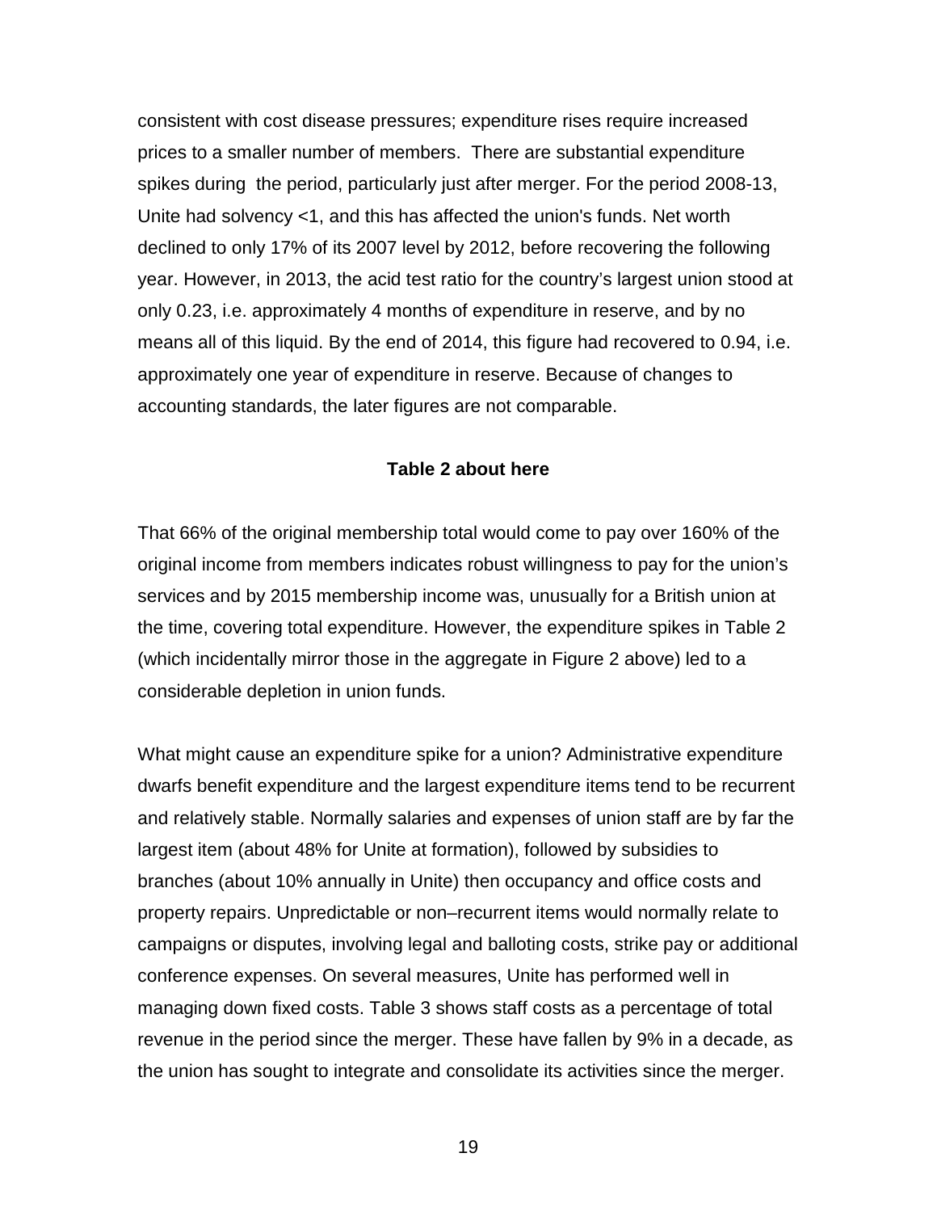consistent with cost disease pressures; expenditure rises require increased prices to a smaller number of members. There are substantial expenditure spikes during the period, particularly just after merger. For the period 2008-13, Unite had solvency <1, and this has affected the union's funds. Net worth declined to only 17% of its 2007 level by 2012, before recovering the following year. However, in 2013, the acid test ratio for the country's largest union stood at only 0.23, i.e. approximately 4 months of expenditure in reserve, and by no means all of this liquid. By the end of 2014, this figure had recovered to 0.94, i.e. approximately one year of expenditure in reserve. Because of changes to accounting standards, the later figures are not comparable.

**Table 2 about here**

That 66% of the original membership total would come to pay over 160% of the original income from members indicates robust willingness to pay for the union's services and by 2015 membership income was, unusually for a British union at the time, covering total expenditure. However, the expenditure spikes in Table 2 (which incidentally mirror those in the aggregate in Figure 2 above) led to a considerable depletion in union funds.

What might cause an expenditure spike for a union? Administrative expenditure dwarfs benefit expenditure and the largest expenditure items tend to be recurrent and relatively stable. Normally salaries and expenses of union staff are by far the largest item (about 48% for Unite at formation), followed by subsidies to branches (about 10% annually in Unite) then occupancy and office costs and property repairs. Unpredictable or non–recurrent items would normally relate to campaigns or disputes, involving legal and balloting costs, strike pay or additional conference expenses. On several measures, Unite has performed well in managing down fixed costs. Table 3 shows staff costs as a percentage of total revenue in the period since the merger. These have fallen by 9% in a decade, as the union has sought to integrate and consolidate its activities since the merger.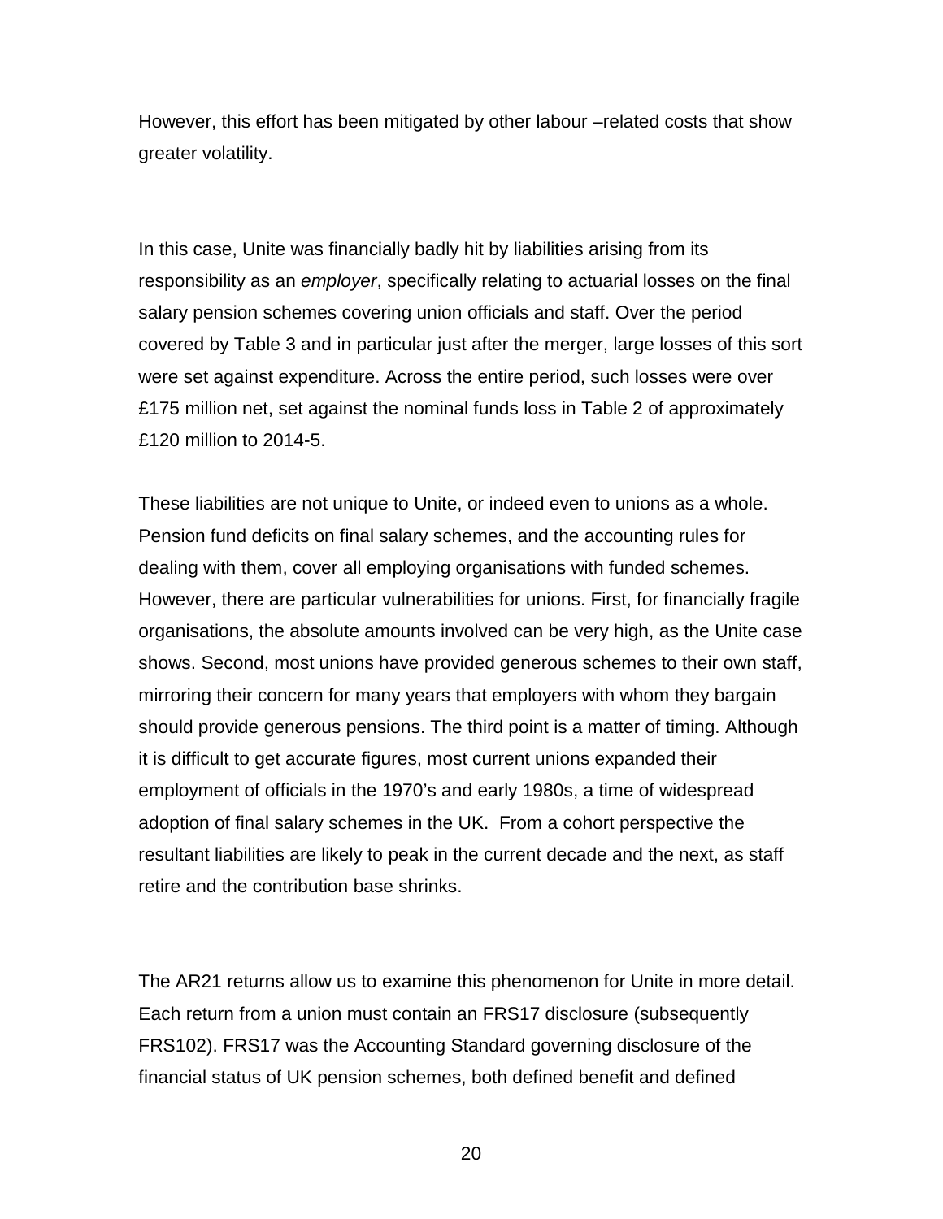However, this effort has been mitigated by other labour –related costs that show greater volatility.

In this case, Unite was financially badly hit by liabilities arising from its responsibility as an *employer*, specifically relating to actuarial losses on the final salary pension schemes covering union officials and staff. Over the period covered by Table 3 and in particular just after the merger, large losses of this sort were set against expenditure. Across the entire period, such losses were over £175 million net, set against the nominal funds loss in Table 2 of approximately £120 million to 2014-5.

These liabilities are not unique to Unite, or indeed even to unions as a whole. Pension fund deficits on final salary schemes, and the accounting rules for dealing with them, cover all employing organisations with funded schemes. However, there are particular vulnerabilities for unions. First, for financially fragile organisations, the absolute amounts involved can be very high, as the Unite case shows. Second, most unions have provided generous schemes to their own staff, mirroring their concern for many years that employers with whom they bargain should provide generous pensions. The third point is a matter of timing. Although it is difficult to get accurate figures, most current unions expanded their employment of officials in the 1970's and early 1980s, a time of widespread adoption of final salary schemes in the UK. From a cohort perspective the resultant liabilities are likely to peak in the current decade and the next, as staff retire and the contribution base shrinks.

The AR21 returns allow us to examine this phenomenon for Unite in more detail. Each return from a union must contain an FRS17 disclosure (subsequently FRS102). FRS17 was the Accounting Standard governing disclosure of the financial status of UK pension schemes, both defined benefit and defined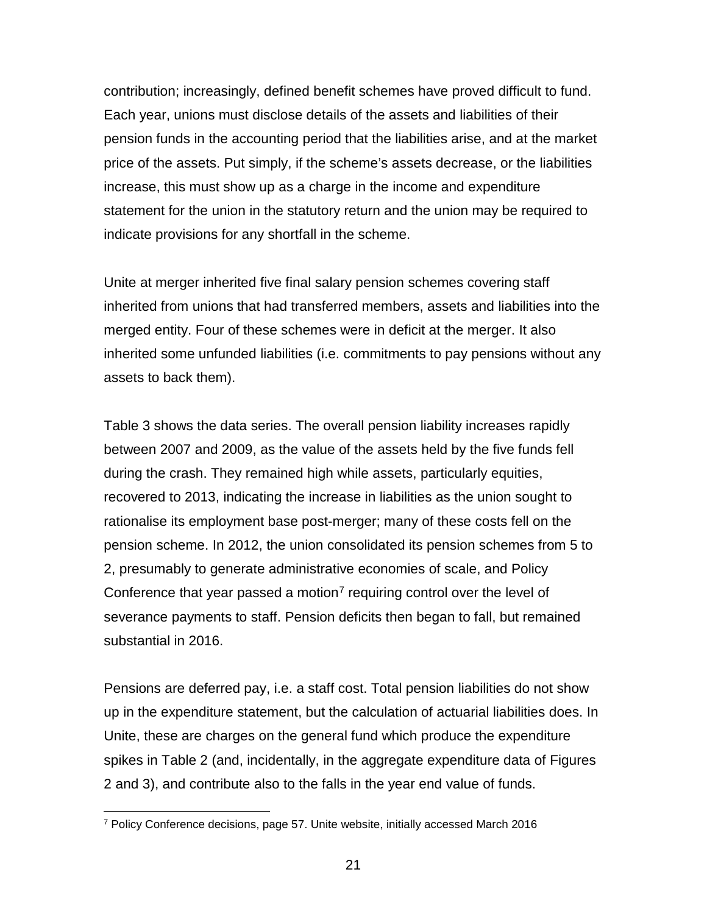contribution; increasingly, defined benefit schemes have proved difficult to fund. Each year, unions must disclose details of the assets and liabilities of their pension funds in the accounting period that the liabilities arise, and at the market price of the assets. Put simply, if the scheme's assets decrease, or the liabilities increase, this must show up as a charge in the income and expenditure statement for the union in the statutory return and the union may be required to indicate provisions for any shortfall in the scheme.

Unite at merger inherited five final salary pension schemes covering staff inherited from unions that had transferred members, assets and liabilities into the merged entity. Four of these schemes were in deficit at the merger. It also inherited some unfunded liabilities (i.e. commitments to pay pensions without any assets to back them).

Table 3 shows the data series. The overall pension liability increases rapidly between 2007 and 2009, as the value of the assets held by the five funds fell during the crash. They remained high while assets, particularly equities, recovered to 2013, indicating the increase in liabilities as the union sought to rationalise its employment base post-merger; many of these costs fell on the pension scheme. In 2012, the union consolidated its pension schemes from 5 to 2, presumably to generate administrative economies of scale, and Policy Conference that year passed a motion[7] requiring control over the level of severance payments to staff. Pension deficits then began to fall, but remained substantial in 2016.

Pensions are deferred pay, i.e. a staff cost. Total pension liabilities do not show up in the expenditure statement, but the calculation of actuarial liabilities does. In Unite, these are charges on the general fund which produce the expenditure spikes in Table 2 (and, incidentally, in the aggregate expenditure data of Figures 2 and 3), and contribute also to the falls in the year end value of funds.

[7] Policy Conference decisions, page 57. Unite website, initially accessed March 2016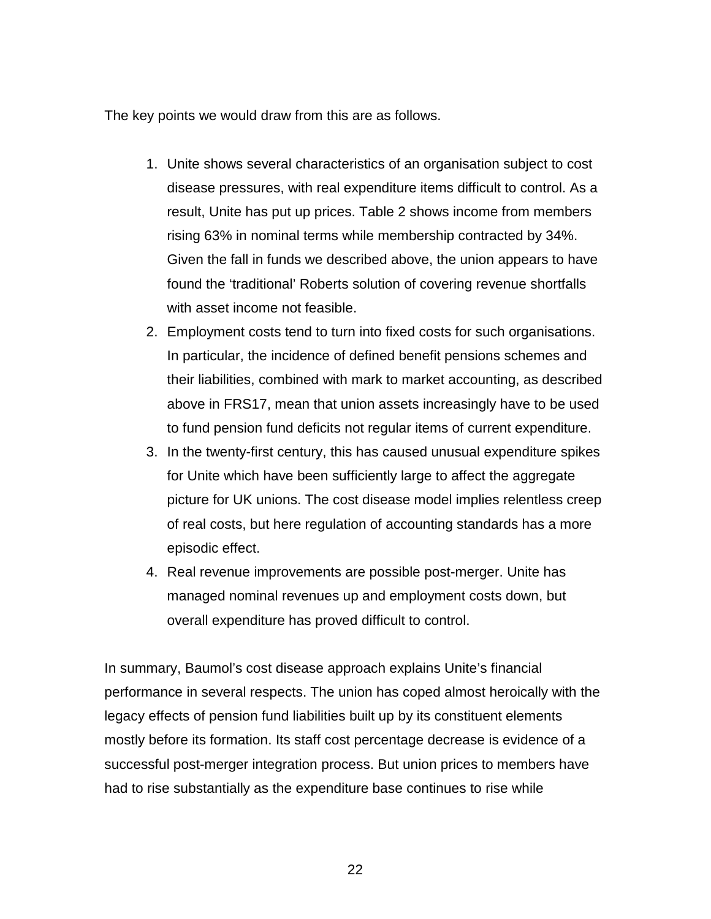The key points we would draw from this are as follows.

1. Unite shows several characteristics of an organisation subject to cost disease pressures, with real expenditure items difficult to control. As a result, Unite has put up prices. Table 2 shows income from members rising 63% in nominal terms while membership contracted by 34%. Given the fall in funds we described above, the union appears to have found the ‘traditional’ Roberts solution of covering revenue shortfalls with asset income not feasible.
2. Employment costs tend to turn into fixed costs for such organisations. In particular, the incidence of defined benefit pensions schemes and their liabilities, combined with mark to market accounting, as described above in FRS17, mean that union assets increasingly have to be used to fund pension fund deficits not regular items of current expenditure.
3. In the twenty-first century, this has caused unusual expenditure spikes for Unite which have been sufficiently large to affect the aggregate picture for UK unions. The cost disease model implies relentless creep of real costs, but here regulation of accounting standards has a more episodic effect.
4. Real revenue improvements are possible post-merger. Unite has managed nominal revenues up and employment costs down, but overall expenditure has proved difficult to control.

In summary, Baumol’s cost disease approach explains Unite’s financial performance in several respects. The union has coped almost heroically with the legacy effects of pension fund liabilities built up by its constituent elements mostly before its formation. Its staff cost percentage decrease is evidence of a successful post-merger integration process. But union prices to members have had to rise substantially as the expenditure base continues to rise while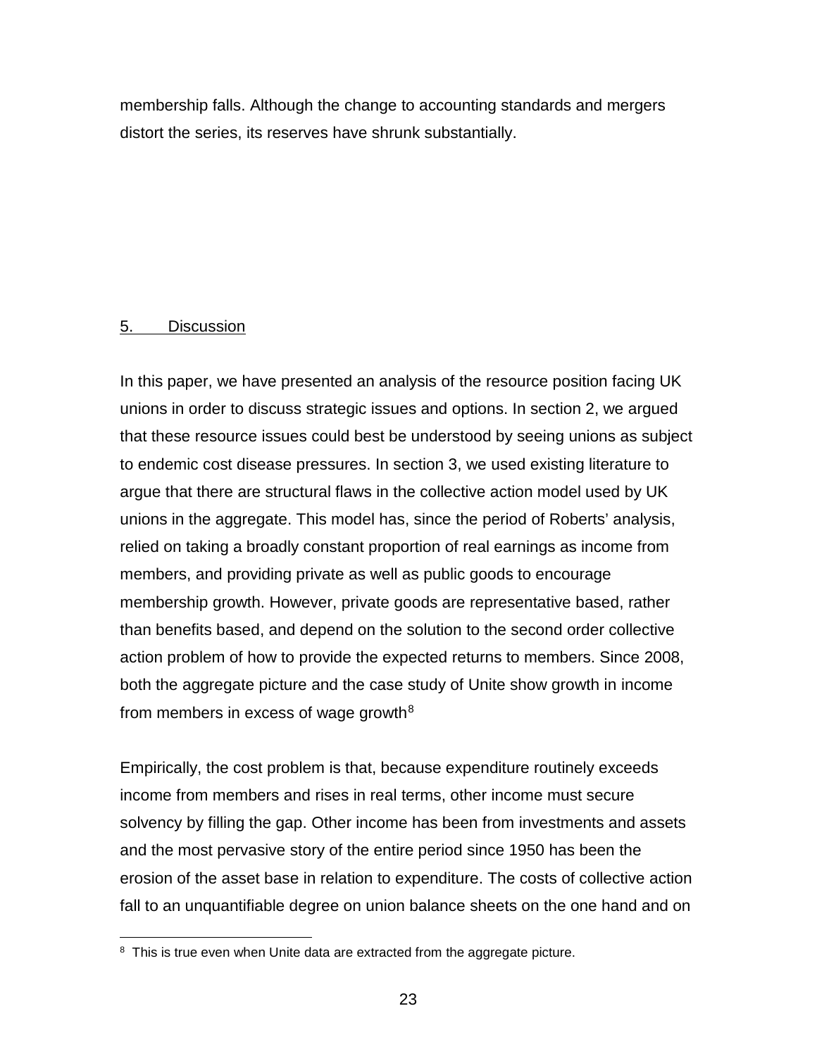membership falls. Although the change to accounting standards and mergers distort the series, its reserves have shrunk substantially.

## 5. Discussion

In this paper, we have presented an analysis of the resource position facing UK unions in order to discuss strategic issues and options. In section 2, we argued that these resource issues could best be understood by seeing unions as subject to endemic cost disease pressures. In section 3, we used existing literature to argue that there are structural flaws in the collective action model used by UK unions in the aggregate. This model has, since the period of Roberts' analysis, relied on taking a broadly constant proportion of real earnings as income from members, and providing private as well as public goods to encourage membership growth. However, private goods are representative based, rather than benefits based, and depend on the solution to the second order collective action problem of how to provide the expected returns to members. Since 2008, both the aggregate picture and the case study of Unite show growth in income from members in excess of wage growth[8]

Empirically, the cost problem is that, because expenditure routinely exceeds income from members and rises in real terms, other income must secure solvency by filling the gap. Other income has been from investments and assets and the most pervasive story of the entire period since 1950 has been the erosion of the asset base in relation to expenditure. The costs of collective action fall to an unquantifiable degree on union balance sheets on the one hand and on

[8] This is true even when Unite data are extracted from the aggregate picture.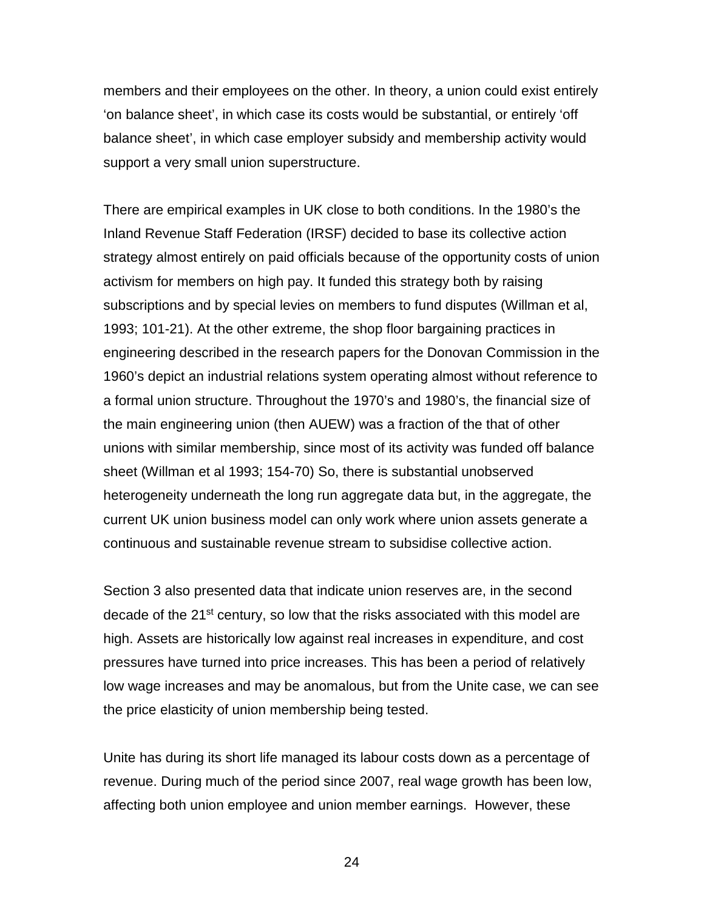members and their employees on the other. In theory, a union could exist entirely 'on balance sheet', in which case its costs would be substantial, or entirely 'off balance sheet', in which case employer subsidy and membership activity would support a very small union superstructure.

There are empirical examples in UK close to both conditions. In the 1980's the Inland Revenue Staff Federation (IRSF) decided to base its collective action strategy almost entirely on paid officials because of the opportunity costs of union activism for members on high pay. It funded this strategy both by raising subscriptions and by special levies on members to fund disputes (Willman et al, 1993; 101-21). At the other extreme, the shop floor bargaining practices in engineering described in the research papers for the Donovan Commission in the 1960's depict an industrial relations system operating almost without reference to a formal union structure. Throughout the 1970's and 1980's, the financial size of the main engineering union (then AUEW) was a fraction of the that of other unions with similar membership, since most of its activity was funded off balance sheet (Willman et al 1993; 154-70) So, there is substantial unobserved heterogeneity underneath the long run aggregate data but, in the aggregate, the current UK union business model can only work where union assets generate a continuous and sustainable revenue stream to subsidise collective action.

Section 3 also presented data that indicate union reserves are, in the second decade of the 21st century, so low that the risks associated with this model are high. Assets are historically low against real increases in expenditure, and cost pressures have turned into price increases. This has been a period of relatively low wage increases and may be anomalous, but from the Unite case, we can see the price elasticity of union membership being tested.

Unite has during its short life managed its labour costs down as a percentage of revenue. During much of the period since 2007, real wage growth has been low, affecting both union employee and union member earnings. However, these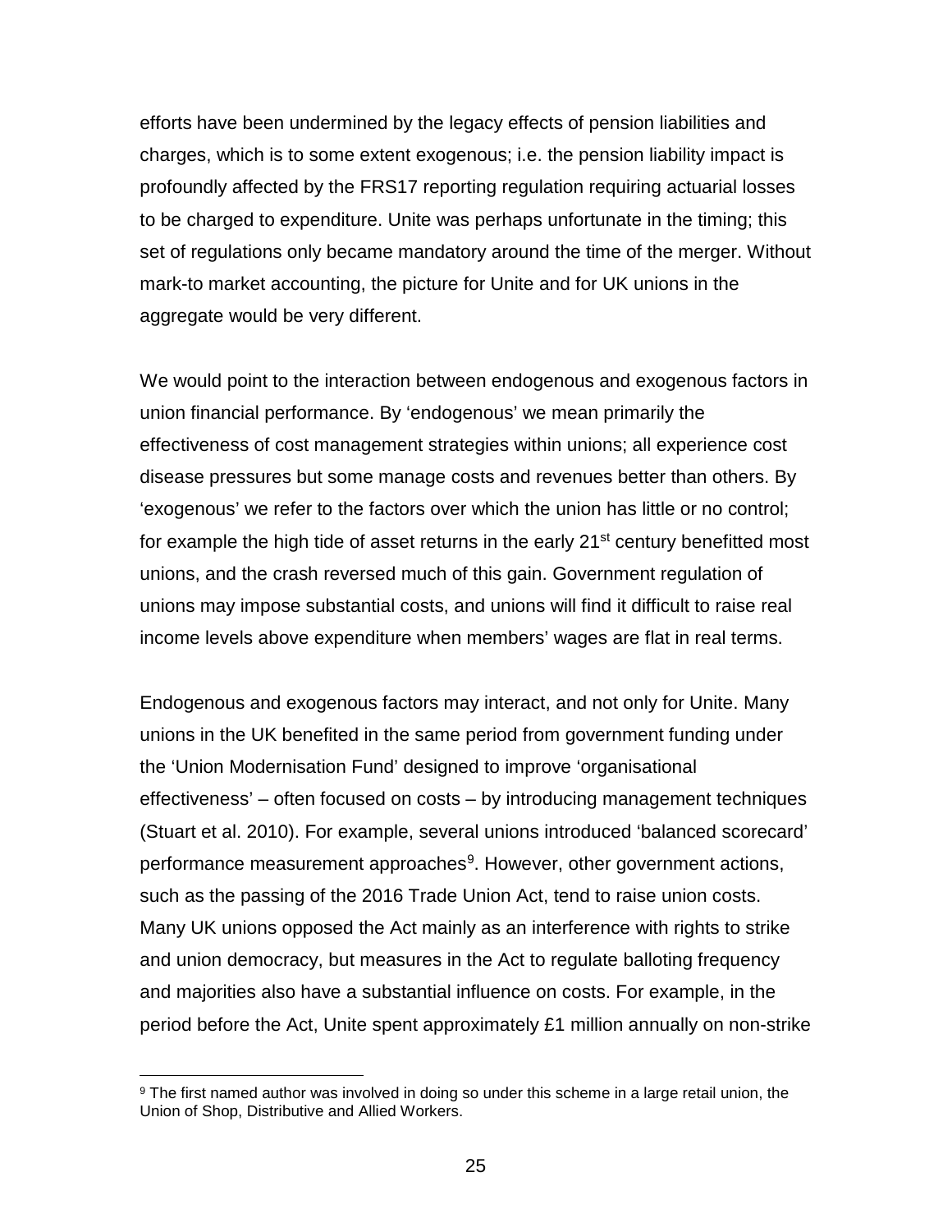efforts have been undermined by the legacy effects of pension liabilities and charges, which is to some extent exogenous; i.e. the pension liability impact is profoundly affected by the FRS17 reporting regulation requiring actuarial losses to be charged to expenditure. Unite was perhaps unfortunate in the timing; this set of regulations only became mandatory around the time of the merger. Without mark-to market accounting, the picture for Unite and for UK unions in the aggregate would be very different.

We would point to the interaction between endogenous and exogenous factors in union financial performance. By 'endogenous' we mean primarily the effectiveness of cost management strategies within unions; all experience cost disease pressures but some manage costs and revenues better than others. By 'exogenous' we refer to the factors over which the union has little or no control; for example the high tide of asset returns in the early 21st century benefitted most unions, and the crash reversed much of this gain. Government regulation of unions may impose substantial costs, and unions will find it difficult to raise real income levels above expenditure when members' wages are flat in real terms.

Endogenous and exogenous factors may interact, and not only for Unite. Many unions in the UK benefited in the same period from government funding under the 'Union Modernisation Fund' designed to improve 'organisational effectiveness' – often focused on costs – by introducing management techniques (Stuart et al. 2010). For example, several unions introduced 'balanced scorecard' performance measurement approaches[9]. However, other government actions, such as the passing of the 2016 Trade Union Act, tend to raise union costs. Many UK unions opposed the Act mainly as an interference with rights to strike and union democracy, but measures in the Act to regulate balloting frequency and majorities also have a substantial influence on costs. For example, in the period before the Act, Unite spent approximately £1 million annually on non-strike

[9] The first named author was involved in doing so under this scheme in a large retail union, the Union of Shop, Distributive and Allied Workers.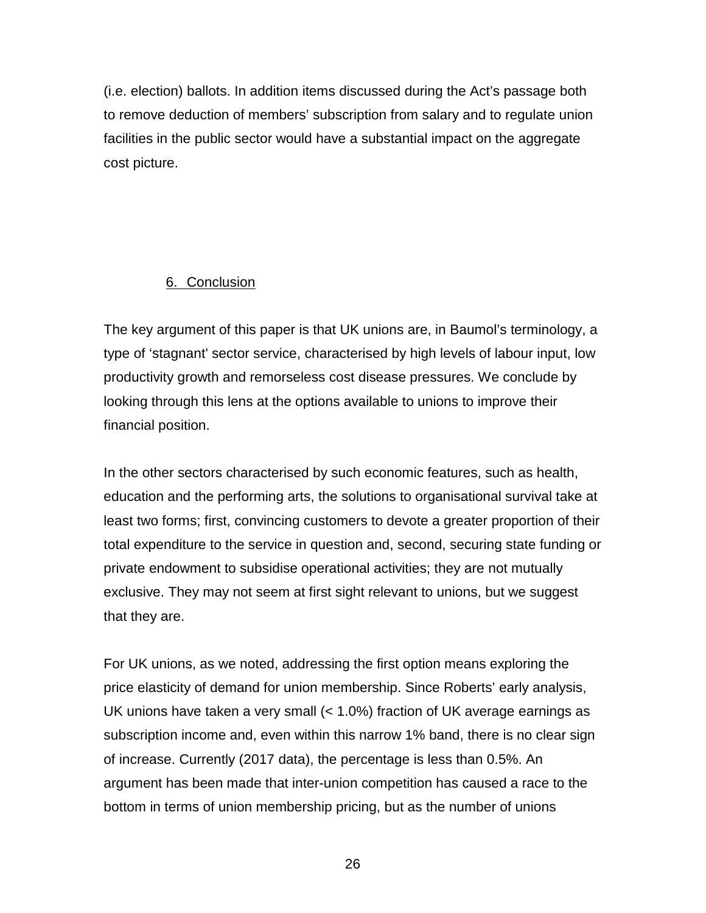(i.e. election) ballots. In addition items discussed during the Act's passage both to remove deduction of members' subscription from salary and to regulate union facilities in the public sector would have a substantial impact on the aggregate cost picture.

## 6. Conclusion

The key argument of this paper is that UK unions are, in Baumol's terminology, a type of 'stagnant' sector service, characterised by high levels of labour input, low productivity growth and remorseless cost disease pressures. We conclude by looking through this lens at the options available to unions to improve their financial position.

In the other sectors characterised by such economic features, such as health, education and the performing arts, the solutions to organisational survival take at least two forms; first, convincing customers to devote a greater proportion of their total expenditure to the service in question and, second, securing state funding or private endowment to subsidise operational activities; they are not mutually exclusive. They may not seem at first sight relevant to unions, but we suggest that they are.

For UK unions, as we noted, addressing the first option means exploring the price elasticity of demand for union membership. Since Roberts' early analysis, UK unions have taken a very small (< 1.0%) fraction of UK average earnings as subscription income and, even within this narrow 1% band, there is no clear sign of increase. Currently (2017 data), the percentage is less than 0.5%. An argument has been made that inter-union competition has caused a race to the bottom in terms of union membership pricing, but as the number of unions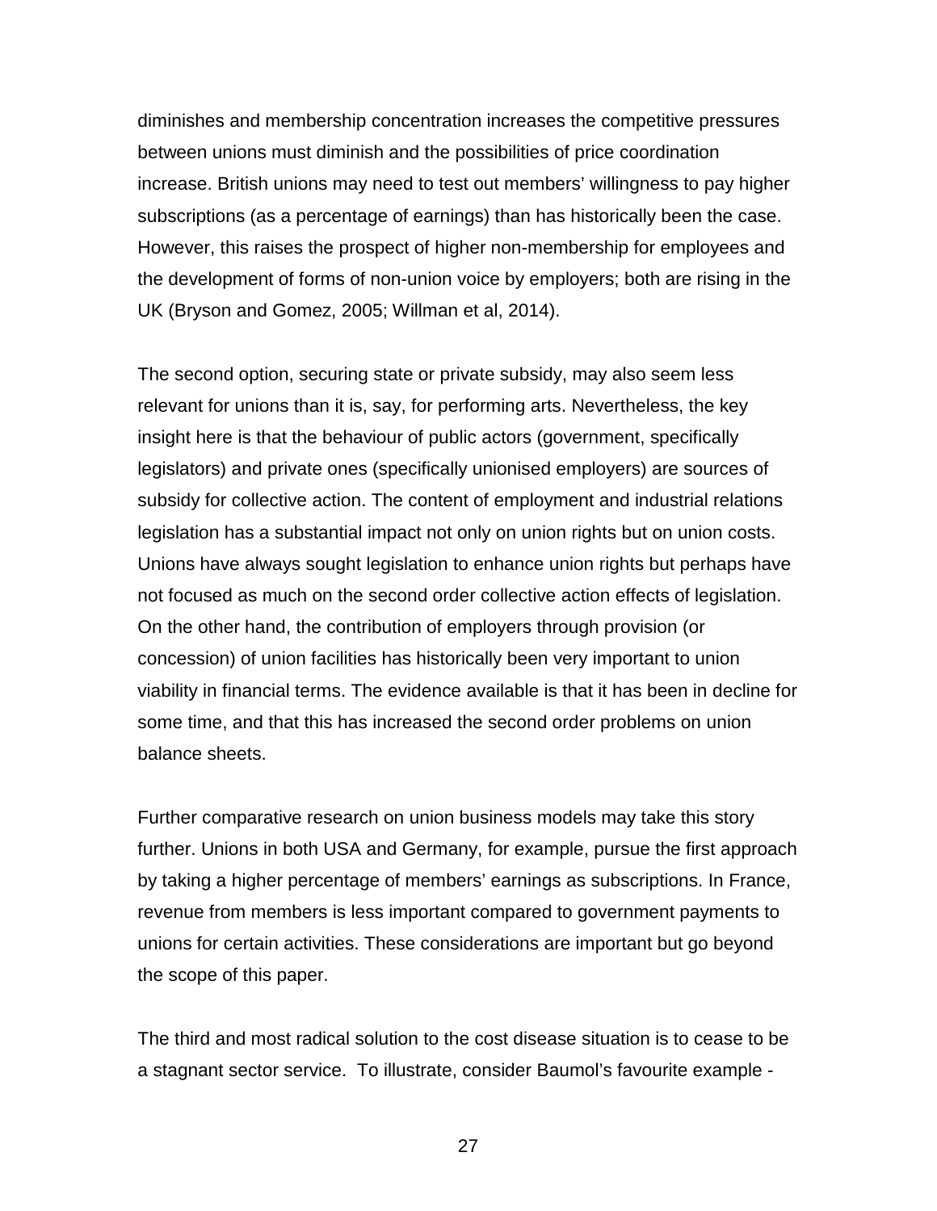diminishes and membership concentration increases the competitive pressures between unions must diminish and the possibilities of price coordination increase. British unions may need to test out members' willingness to pay higher subscriptions (as a percentage of earnings) than has historically been the case. However, this raises the prospect of higher non-membership for employees and the development of forms of non-union voice by employers; both are rising in the UK (Bryson and Gomez, 2005; Willman et al, 2014).

The second option, securing state or private subsidy, may also seem less relevant for unions than it is, say, for performing arts. Nevertheless, the key insight here is that the behaviour of public actors (government, specifically legislators) and private ones (specifically unionised employers) are sources of subsidy for collective action. The content of employment and industrial relations legislation has a substantial impact not only on union rights but on union costs. Unions have always sought legislation to enhance union rights but perhaps have not focused as much on the second order collective action effects of legislation. On the other hand, the contribution of employers through provision (or concession) of union facilities has historically been very important to union viability in financial terms. The evidence available is that it has been in decline for some time, and that this has increased the second order problems on union balance sheets.

Further comparative research on union business models may take this story further. Unions in both USA and Germany, for example, pursue the first approach by taking a higher percentage of members' earnings as subscriptions. In France, revenue from members is less important compared to government payments to unions for certain activities. These considerations are important but go beyond the scope of this paper.

The third and most radical solution to the cost disease situation is to cease to be a stagnant sector service. To illustrate, consider Baumol's favourite example -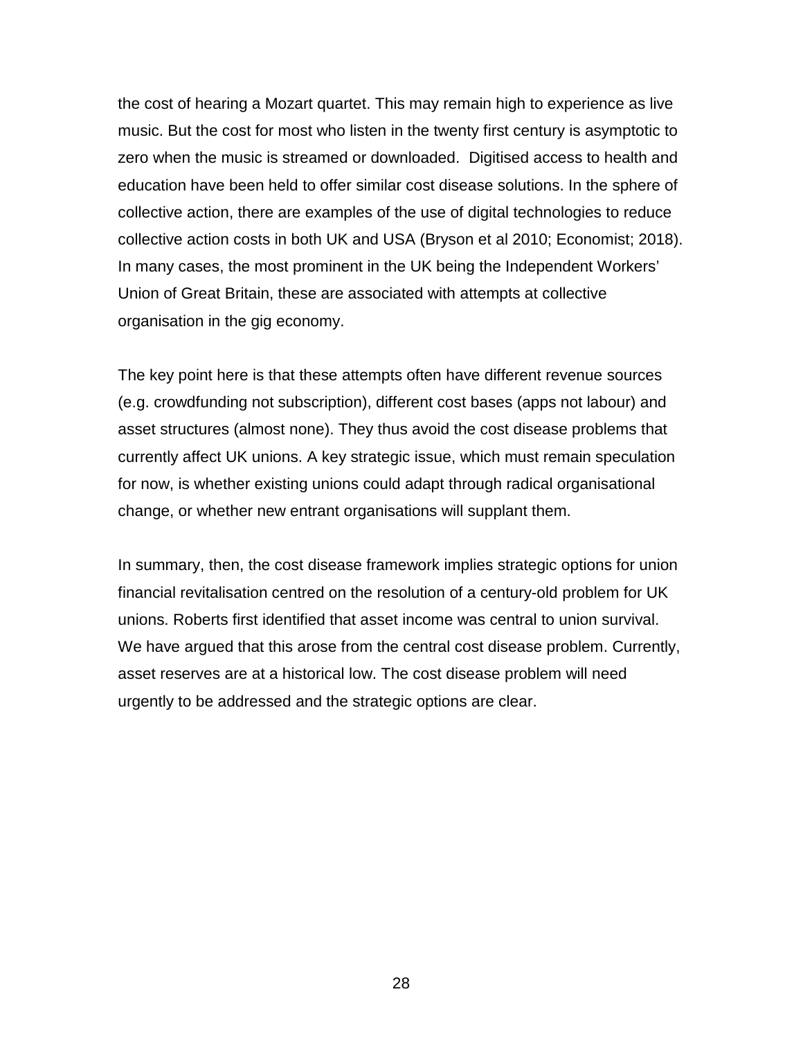the cost of hearing a Mozart quartet. This may remain high to experience as live music. But the cost for most who listen in the twenty first century is asymptotic to zero when the music is streamed or downloaded. Digitised access to health and education have been held to offer similar cost disease solutions. In the sphere of collective action, there are examples of the use of digital technologies to reduce collective action costs in both UK and USA (Bryson et al 2010; Economist; 2018). In many cases, the most prominent in the UK being the Independent Workers' Union of Great Britain, these are associated with attempts at collective organisation in the gig economy.

The key point here is that these attempts often have different revenue sources (e.g. crowdfunding not subscription), different cost bases (apps not labour) and asset structures (almost none). They thus avoid the cost disease problems that currently affect UK unions. A key strategic issue, which must remain speculation for now, is whether existing unions could adapt through radical organisational change, or whether new entrant organisations will supplant them.

In summary, then, the cost disease framework implies strategic options for union financial revitalisation centred on the resolution of a century-old problem for UK unions. Roberts first identified that asset income was central to union survival. We have argued that this arose from the central cost disease problem. Currently, asset reserves are at a historical low. The cost disease problem will need urgently to be addressed and the strategic options are clear.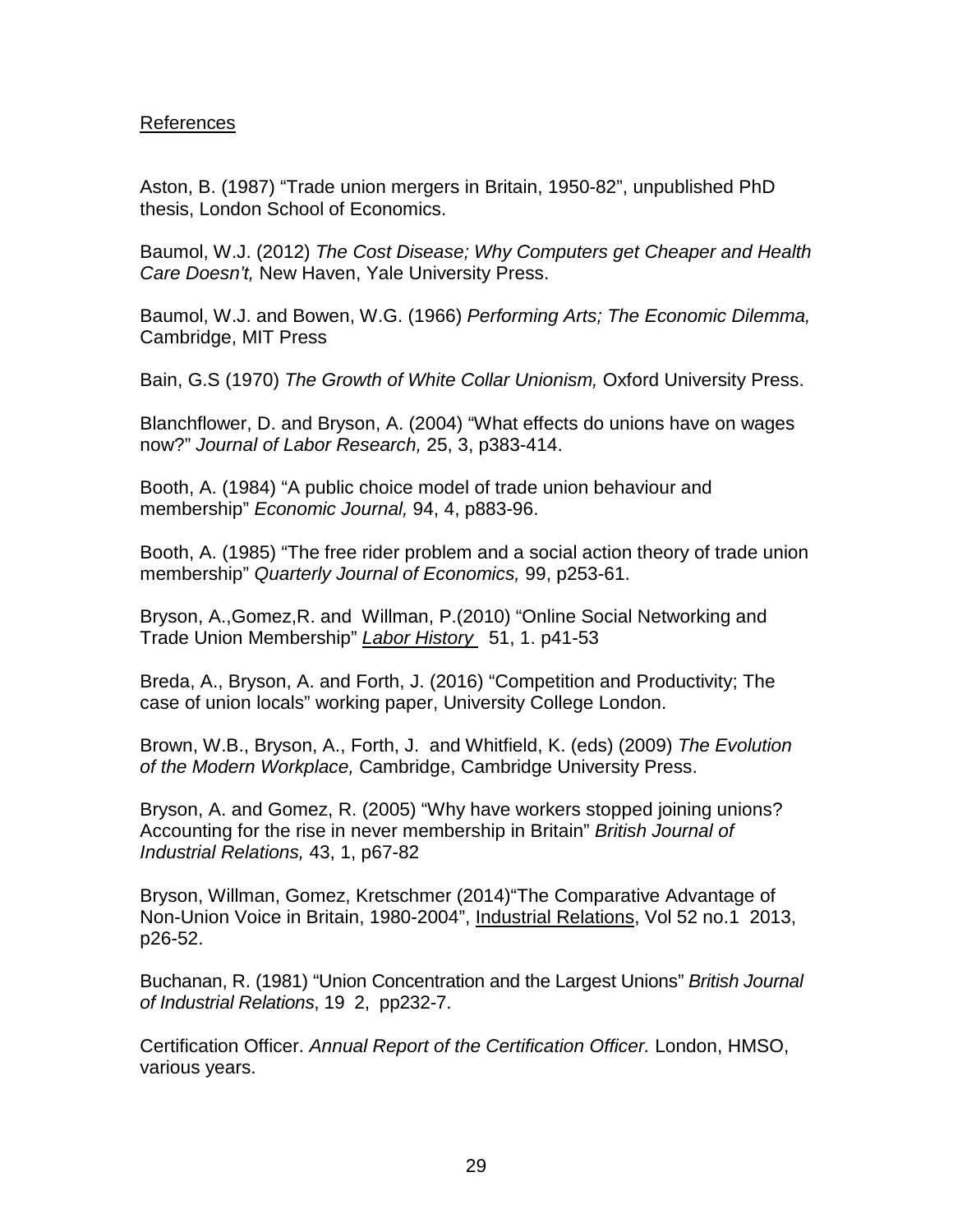References

Aston, B. (1987) “Trade union mergers in Britain, 1950-82”, unpublished PhD thesis, London School of Economics.

Baumol, W.J. (2012) *The Cost Disease; Why Computers get Cheaper and Health Care Doesn’t,* New Haven, Yale University Press.

Baumol, W.J. and Bowen, W.G. (1966) *Performing Arts; The Economic Dilemma,* Cambridge, MIT Press

Bain, G.S (1970) *The Growth of White Collar Unionism,* Oxford University Press.

Blanchflower, D. and Bryson, A. (2004) “What effects do unions have on wages now?” *Journal of Labor Research,* 25, 3, p383-414.

Booth, A. (1984) “A public choice model of trade union behaviour and membership” *Economic Journal,* 94, 4, p883-96.

Booth, A. (1985) “The free rider problem and a social action theory of trade union membership” *Quarterly Journal of Economics,* 99, p253-61.

Bryson, A.,Gomez,R. and Willman, P.(2010) “Online Social Networking and Trade Union Membership” *Labor History* 51, 1. p41-53

Breda, A., Bryson, A. and Forth, J. (2016) “Competition and Productivity; The case of union locals” working paper, University College London.

Brown, W.B., Bryson, A., Forth, J. and Whitfield, K. (eds) (2009) *The Evolution of the Modern Workplace,* Cambridge, Cambridge University Press.

Bryson, A. and Gomez, R. (2005) “Why have workers stopped joining unions? Accounting for the rise in never membership in Britain” *British Journal of Industrial Relations,* 43, 1, p67-82

Bryson, Willman, Gomez, Kretschmer (2014)“The Comparative Advantage of Non-Union Voice in Britain, 1980-2004”, Industrial Relations, Vol 52 no.1 2013, p26-52.

Buchanan, R. (1981) “Union Concentration and the Largest Unions” *British Journal of Industrial Relations*, 19 2, pp232-7.

Certification Officer. *Annual Report of the Certification Officer.* London, HMSO, various years.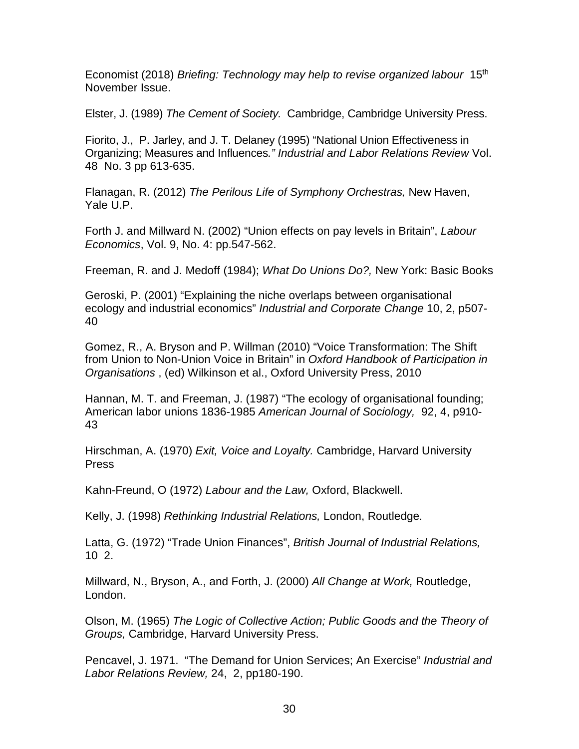Economist (2018) *Briefing: Technology may help to revise organized labour* 15th November Issue.

Elster, J. (1989) *The Cement of Society.* Cambridge, Cambridge University Press.

Fiorito, J., P. Jarley, and J. T. Delaney (1995) "National Union Effectiveness in Organizing; Measures and Influences*." Industrial and Labor Relations Review* Vol. 48 No. 3 pp 613-635.

Flanagan, R. (2012) *The Perilous Life of Symphony Orchestras,* New Haven, Yale U.P.

Forth J. and Millward N. (2002) "Union effects on pay levels in Britain", *Labour Economics*, Vol. 9, No. 4: pp.547-562.

Freeman, R. and J. Medoff (1984); *What Do Unions Do?,* New York: Basic Books

Geroski, P. (2001) "Explaining the niche overlaps between organisational ecology and industrial economics" *Industrial and Corporate Change* 10, 2, p507-40

Gomez, R., A. Bryson and P. Willman (2010) "Voice Transformation: The Shift from Union to Non-Union Voice in Britain" in *Oxford Handbook of Participation in Organisations* , (ed) Wilkinson et al., Oxford University Press, 2010

Hannan, M. T. and Freeman, J. (1987) "The ecology of organisational founding; American labor unions 1836-1985 *American Journal of Sociology,* 92, 4, p910-43

Hirschman, A. (1970) *Exit, Voice and Loyalty.* Cambridge, Harvard University Press

Kahn-Freund, O (1972) *Labour and the Law,* Oxford, Blackwell.

Kelly, J. (1998) *Rethinking Industrial Relations,* London, Routledge.

Latta, G. (1972) "Trade Union Finances", *British Journal of Industrial Relations,* 10 2.

Millward, N., Bryson, A., and Forth, J. (2000) *All Change at Work,* Routledge, London.

Olson, M. (1965) *The Logic of Collective Action; Public Goods and the Theory of Groups,* Cambridge, Harvard University Press.

Pencavel, J. 1971. "The Demand for Union Services; An Exercise" *Industrial and Labor Relations Review,* 24, 2, pp180-190.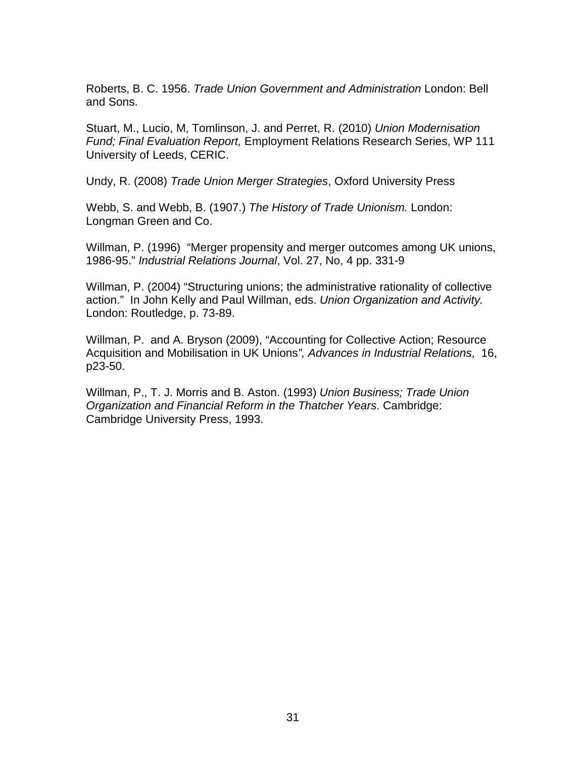Roberts, B. C. 1956. *Trade Union Government and Administration* London: Bell and Sons.

Stuart, M., Lucio, M, Tomlinson, J. and Perret, R. (2010) *Union Modernisation Fund; Final Evaluation Report,* Employment Relations Research Series, WP 111 University of Leeds, CERIC.

Undy, R. (2008) *Trade Union Merger Strategies*, Oxford University Press

Webb, S. and Webb, B. (1907.) *The History of Trade Unionism.* London: Longman Green and Co.

Willman, P. (1996) "Merger propensity and merger outcomes among UK unions, 1986-95." *Industrial Relations Journal*, Vol. 27, No, 4 pp. 331-9

Willman, P. (2004) "Structuring unions; the administrative rationality of collective action." In John Kelly and Paul Willman, eds. *Union Organization and Activity.* London: Routledge, p. 73-89.

Willman, P. and A. Bryson (2009), "Accounting for Collective Action; Resource Acquisition and Mobilisation in UK Unions*", Advances in Industrial Relations*, 16, p23-50.

Willman, P., T. J. Morris and B. Aston. (1993) *Union Business; Trade Union Organization and Financial Reform in the Thatcher Years*. Cambridge: Cambridge University Press, 1993.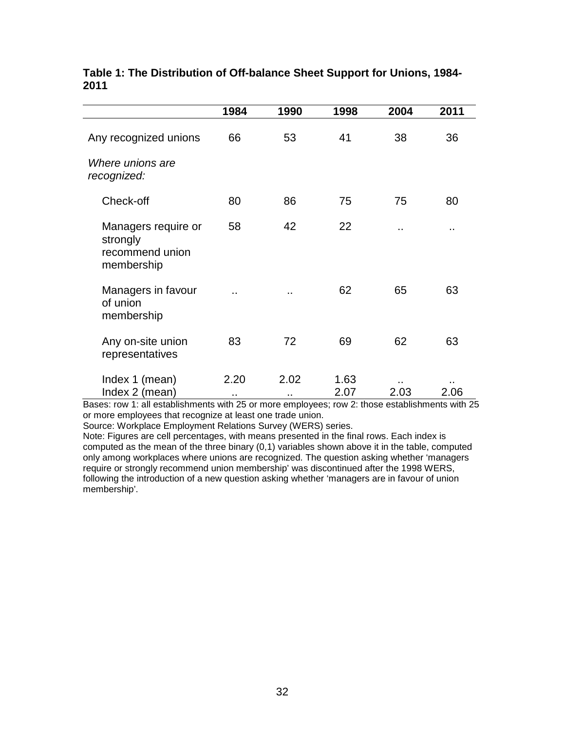**Table 1: The Distribution of Off-balance Sheet Support for Unions, 1984-2011**

| | 1984 | 1990 | 1998 | 2004 | 2011 |
|---|---|---|---|---|---|
| Any recognized unions | 66 | 53 | 41 | 38 | 36 |
| *Where unions are recognized:* | | | | | |
| Check-off | 80 | 86 | 75 | 75 | 80 |
| Managers require or strongly recommend union membership | 58 | 42 | 22 | .. | .. |
| Managers in favour of union membership | .. | .. | 62 | 65 | 63 |
| Any on-site union representatives | 83 | 72 | 69 | 62 | 63 |
| Index 1 (mean) | 2.20 | 2.02 | 1.63 | .. | .. |
| Index 2 (mean) | .. | .. | 2.07 | 2.03 | 2.06 |

Bases: row 1: all establishments with 25 or more employees; row 2: those establishments with 25 or more employees that recognize at least one trade union.

Source: Workplace Employment Relations Survey (WERS) series.

Note: Figures are cell percentages, with means presented in the final rows. Each index is computed as the mean of the three binary (0,1) variables shown above it in the table, computed only among workplaces where unions are recognized. The question asking whether 'managers require or strongly recommend union membership' was discontinued after the 1998 WERS, following the introduction of a new question asking whether 'managers are in favour of union membership'.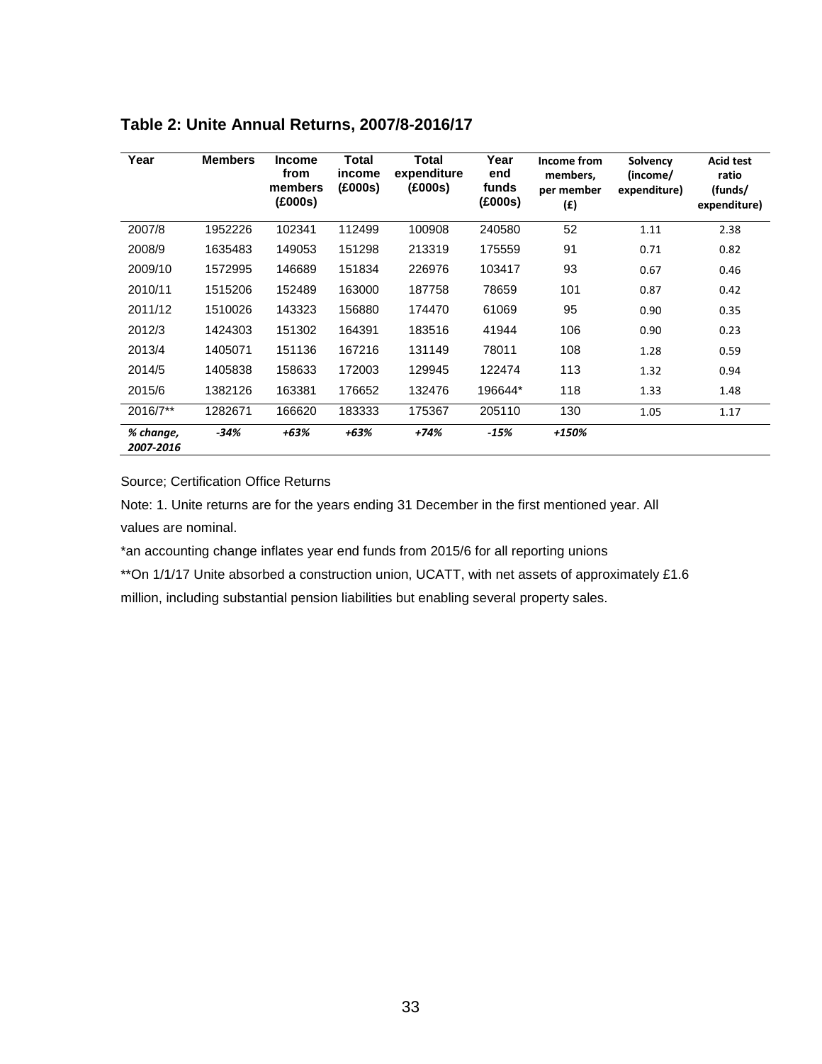### Table 2: Unite Annual Returns, 2007/8-2016/17

| Year | Members | Income from members (£000s) | Total income (£000s) | Total expenditure (£000s) | Year end funds (£000s) | Income from members, per member (£) | Solvency (income/ expenditure) | Acid test ratio (funds/ expenditure) |
|---|---|---|---|---|---|---|---|---|
| 2007/8 | 1952226 | 102341 | 112499 | 100908 | 240580 | 52 | 1.11 | 2.38 |
| 2008/9 | 1635483 | 149053 | 151298 | 213319 | 175559 | 91 | 0.71 | 0.82 |
| 2009/10 | 1572995 | 146689 | 151834 | 226976 | 103417 | 93 | 0.67 | 0.46 |
| 2010/11 | 1515206 | 152489 | 163000 | 187758 | 78659 | 101 | 0.87 | 0.42 |
| 2011/12 | 1510026 | 143323 | 156880 | 174470 | 61069 | 95 | 0.90 | 0.35 |
| 2012/3 | 1424303 | 151302 | 164391 | 183516 | 41944 | 106 | 0.90 | 0.23 |
| 2013/4 | 1405071 | 151136 | 167216 | 131149 | 78011 | 108 | 1.28 | 0.59 |
| 2014/5 | 1405838 | 158633 | 172003 | 129945 | 122474 | 113 | 1.32 | 0.94 |
| 2015/6 | 1382126 | 163381 | 176652 | 132476 | 196644* | 118 | 1.33 | 1.48 |
| 2016/7** | 1282671 | 166620 | 183333 | 175367 | 205110 | 130 | 1.05 | 1.17 |
| *% change, 2007-2016* | *-34%* | *+63%* | *+63%* | *+74%* | *-15%* | *+150%* | | |

Source; Certification Office Returns

Note: 1. Unite returns are for the years ending 31 December in the first mentioned year. All values are nominal.

*an accounting change inflates year end funds from 2015/6 for all reporting unions

**On 1/1/17 Unite absorbed a construction union, UCATT, with net assets of approximately £1.6 million, including substantial pension liabilities but enabling several property sales.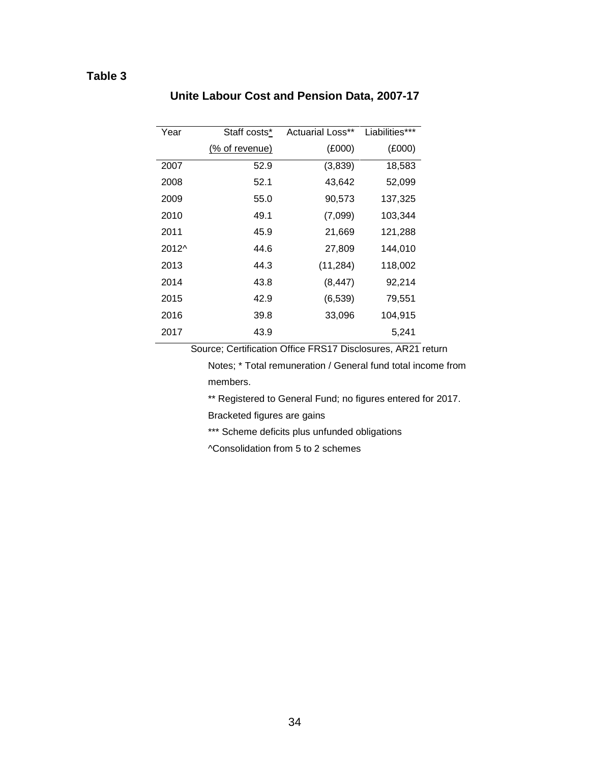**Table 3**

**Unite Labour Cost and Pension Data, 2007-17**

| Year | Staff costs* (% of revenue) | Actuarial Loss** (£000) | Liabilities*** (£000) |
|---|---|---|---|
| 2007 | 52.9 | (3,839) | 18,583 |
| 2008 | 52.1 | 43,642 | 52,099 |
| 2009 | 55.0 | 90,573 | 137,325 |
| 2010 | 49.1 | (7,099) | 103,344 |
| 2011 | 45.9 | 21,669 | 121,288 |
| 2012^ | 44.6 | 27,809 | 144,010 |
| 2013 | 44.3 | (11,284) | 118,002 |
| 2014 | 43.8 | (8,447) | 92,214 |
| 2015 | 42.9 | (6,539) | 79,551 |
| 2016 | 39.8 | 33,096 | 104,915 |
| 2017 | 43.9 | | 5,241 |

Source; Certification Office FRS17 Disclosures, AR21 return

Notes; * Total remuneration / General fund total income from members.

** Registered to General Fund; no figures entered for 2017. Bracketed figures are gains

*** Scheme deficits plus unfunded obligations

^Consolidation from 5 to 2 schemes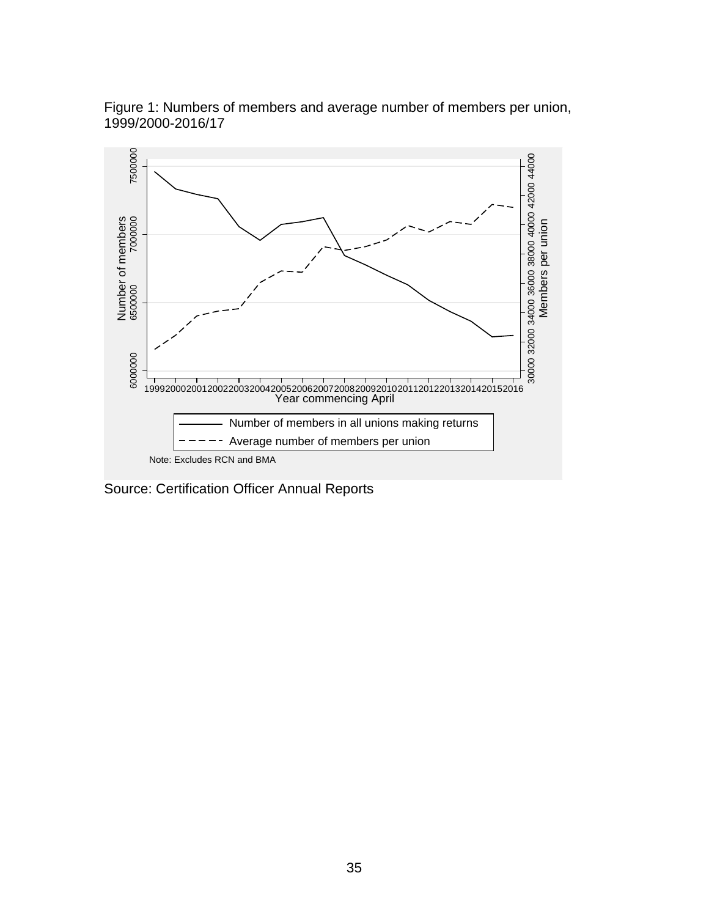Figure 1: Numbers of members and average number of members per union, 1999/2000-2016/17

Source: Certification Officer Annual Reports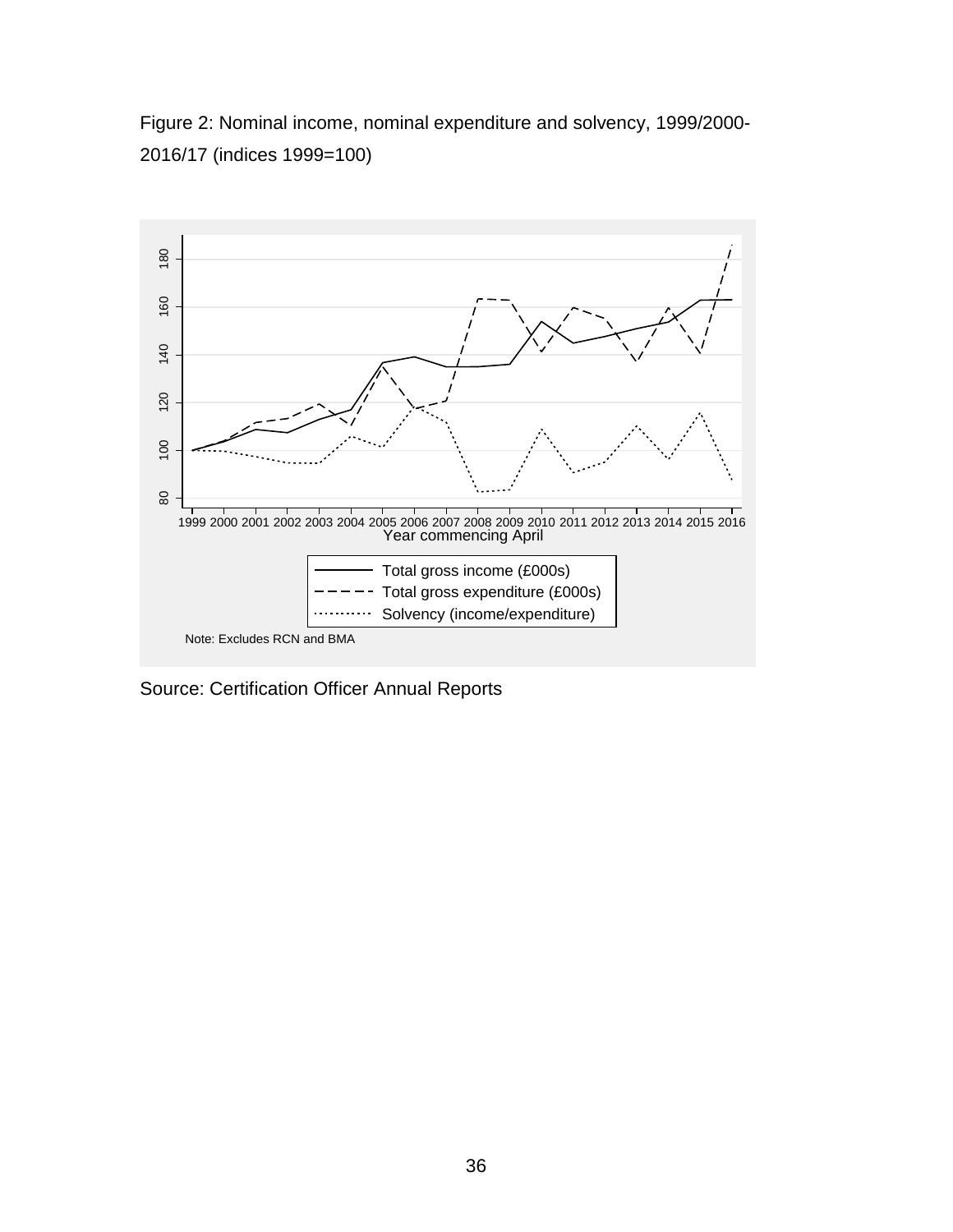Figure 2: Nominal income, nominal expenditure and solvency, 1999/2000-2016/17 (indices 1999=100)

Source: Certification Officer Annual Reports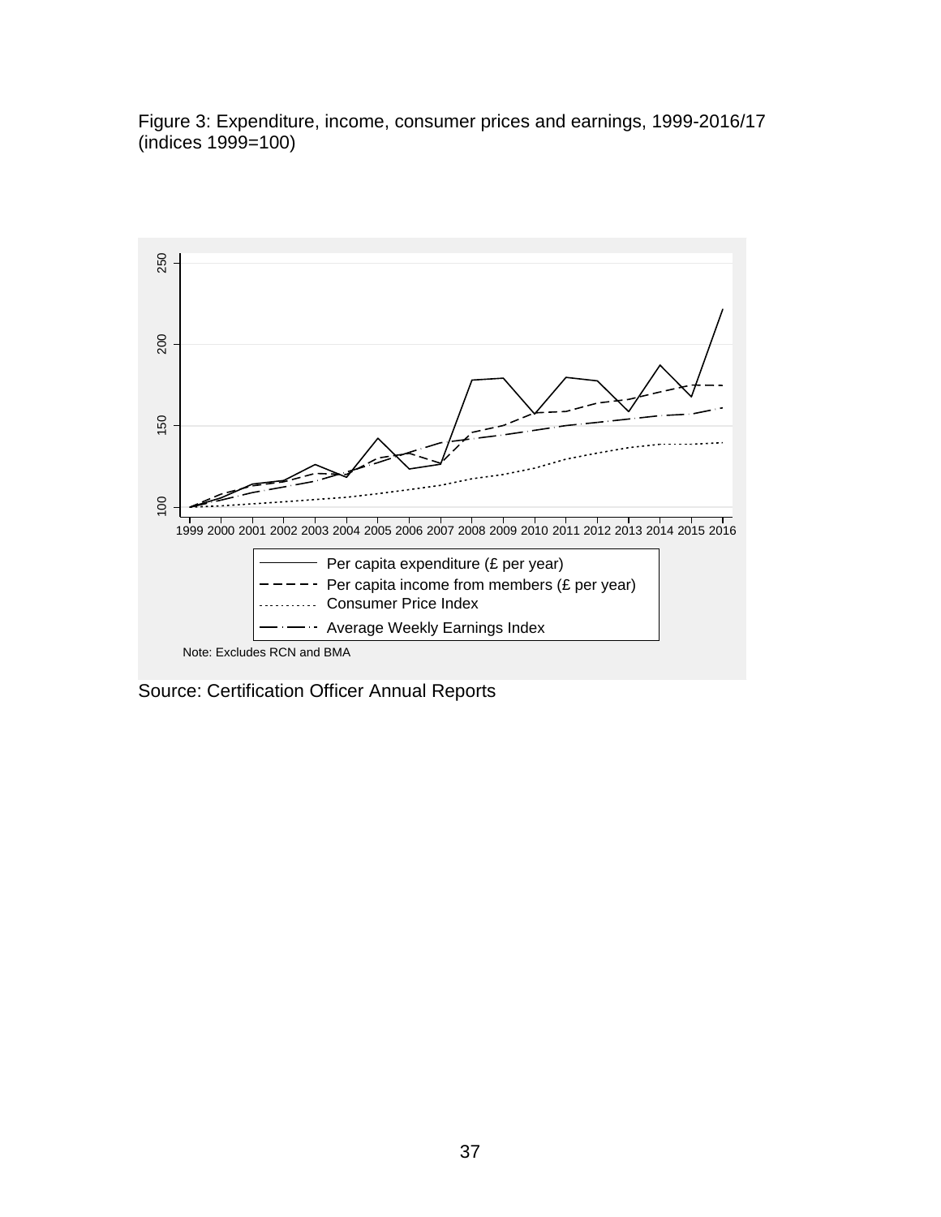Figure 3: Expenditure, income, consumer prices and earnings, 1999-2016/17 (indices 1999=100)

Note: Excludes RCN and BMA

Source: Certification Officer Annual Reports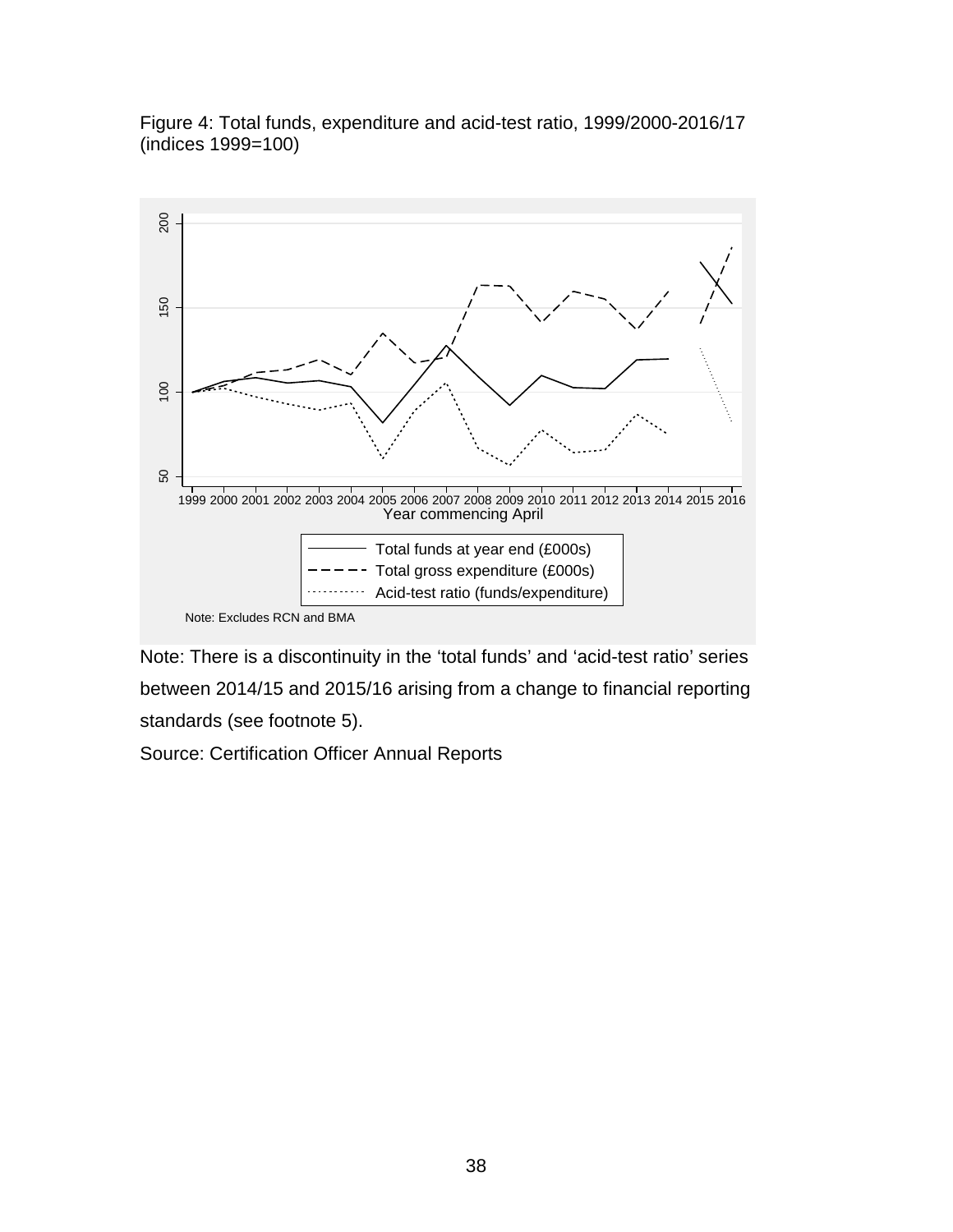Figure 4: Total funds, expenditure and acid-test ratio, 1999/2000-2016/17 (indices 1999=100)

200

150

100

50

1999 2000 2001 2002 2003 2004 2005 2006 2007 2008 2009 2010 2011 2012 2013 2014 2015 2016

Year commencing April

Total funds at year end (£000s)

Total gross expenditure (£000s)

Acid-test ratio (funds/expenditure)

Note: Excludes RCN and BMA

Note: There is a discontinuity in the 'total funds' and 'acid-test ratio' series between 2014/15 and 2015/16 arising from a change to financial reporting standards (see footnote 5).

Source: Certification Officer Annual Reports